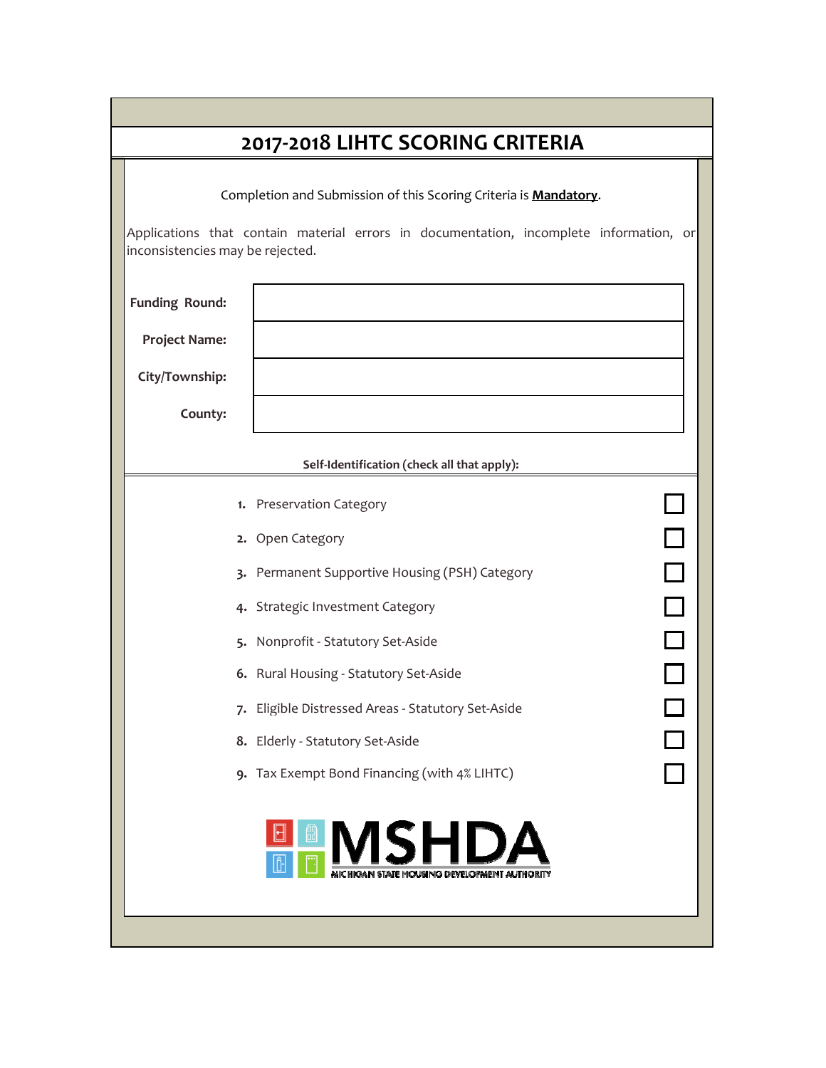# 2017-2018 LIHTC SCORING CRITERIA

Completion and Submission of this Scoring Criteria is **Mandatory**.

Applications that contain material errors in documentation, incomplete information, or inconsistencies may be rejected.

| | |
|---|---|
| **Funding Round:** | |
| **Project Name:** | |
| **City/Township:** | |
| **County:** | |

**Self-Identification (check all that apply):**

1. Preservation Category ☐
2. Open Category ☐
3. Permanent Supportive Housing (PSH) Category ☐
4. Strategic Investment Category ☐
5. Nonprofit - Statutory Set-Aside ☐
6. Rural Housing - Statutory Set-Aside ☐
7. Eligible Distressed Areas - Statutory Set-Aside ☐
8. Elderly - Statutory Set-Aside ☐
9. Tax Exempt Bond Financing (with 4% LIHTC) ☐

MSHDA
MICHIGAN STATE HOUSING DEVELOPMENT AUTHORITY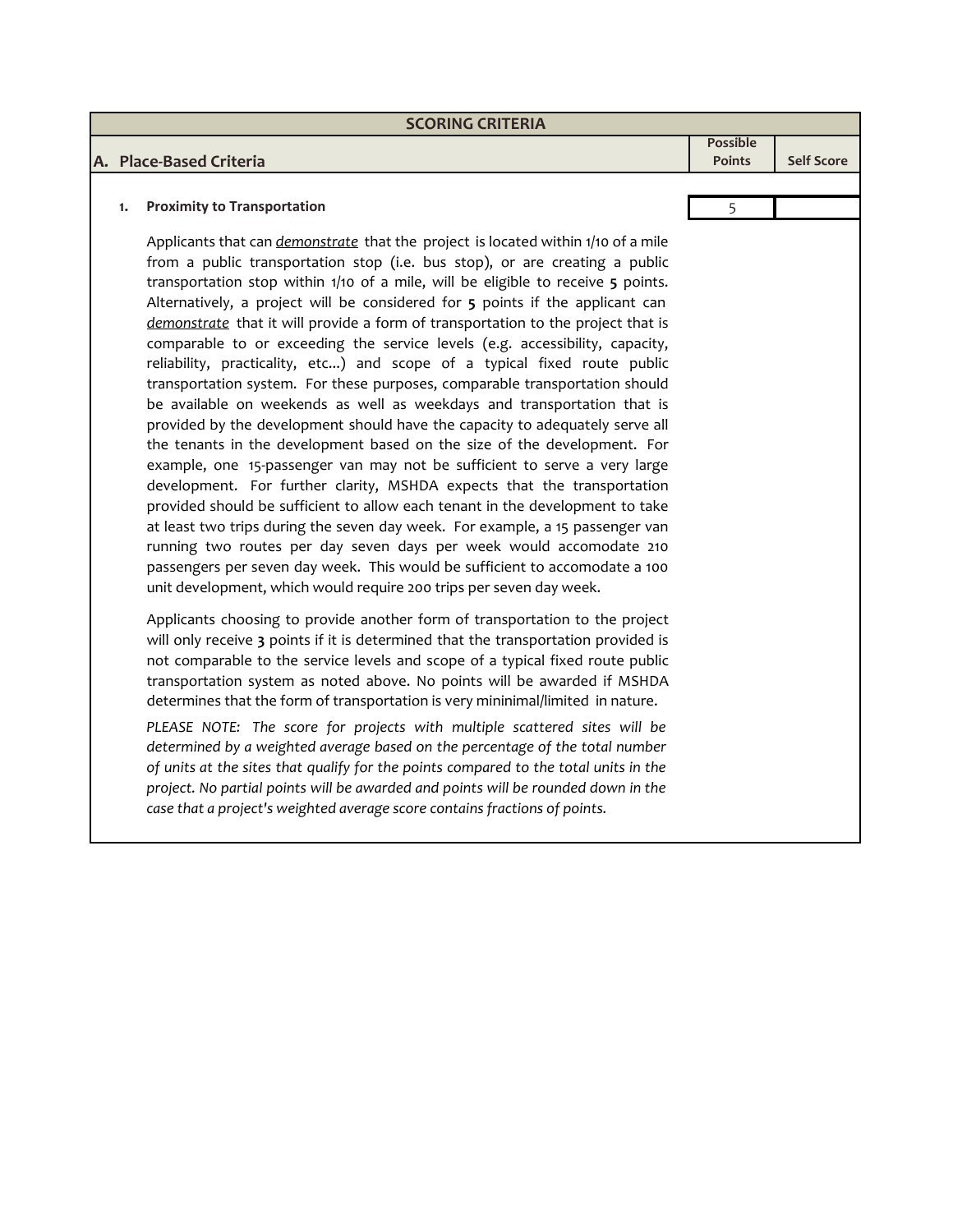## SCORING CRITERIA

| A. Place-Based Criteria | Possible Points | Self Score |
|---|---|---|
| **1. Proximity to Transportation** | 5 | |

Applicants that can *demonstrate* that the project is located within 1/10 of a mile from a public transportation stop (i.e. bus stop), or are creating a public transportation stop within 1/10 of a mile, will be eligible to receive **5** points. Alternatively, a project will be considered for **5** points if the applicant can *demonstrate* that it will provide a form of transportation to the project that is comparable to or exceeding the service levels (e.g. accessibility, capacity, reliability, practicality, etc...) and scope of a typical fixed route public transportation system. For these purposes, comparable transportation should be available on weekends as well as weekdays and transportation that is provided by the development should have the capacity to adequately serve all the tenants in the development based on the size of the development. For example, one 15-passenger van may not be sufficient to serve a very large development. For further clarity, MSHDA expects that the transportation provided should be sufficient to allow each tenant in the development to take at least two trips during the seven day week. For example, a 15 passenger van running two routes per day seven days per week would accomodate 210 passengers per seven day week. This would be sufficient to accomodate a 100 unit development, which would require 200 trips per seven day week.

Applicants choosing to provide another form of transportation to the project will only receive **3** points if it is determined that the transportation provided is not comparable to the service levels and scope of a typical fixed route public transportation system as noted above. No points will be awarded if MSHDA determines that the form of transportation is very mininimal/limited in nature.

*PLEASE NOTE: The score for projects with multiple scattered sites will be determined by a weighted average based on the percentage of the total number of units at the sites that qualify for the points compared to the total units in the project. No partial points will be awarded and points will be rounded down in the case that a project's weighted average score contains fractions of points.*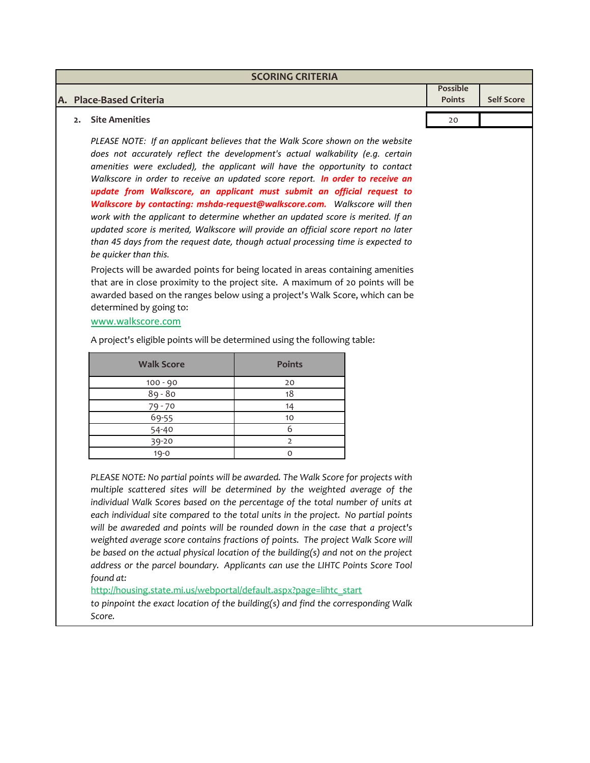| SCORING CRITERIA | | |
|---|---|---|
| **A. Place-Based Criteria** | **Possible Points** | **Self Score** |
| **2. Site Amenities** | 20 | |

*PLEASE NOTE: If an applicant believes that the Walk Score shown on the website does not accurately reflect the development's actual walkability (e.g. certain amenities were excluded), the applicant will have the opportunity to contact Walkscore in order to receive an updated score report.* ***In order to receive an update from Walkscore, an applicant must submit an official request to Walkscore by contacting: mshda-request@walkscore.com.*** *Walkscore will then work with the applicant to determine whether an updated score is merited. If an updated score is merited, Walkscore will provide an official score report no later than 45 days from the request date, though actual processing time is expected to be quicker than this.*

Projects will be awarded points for being located in areas containing amenities that are in close proximity to the project site. A maximum of 20 points will be awarded based on the ranges below using a project's Walk Score, which can be determined by going to:

www.walkscore.com

A project's eligible points will be determined using the following table:

| Walk Score | Points |
|---|---|
| 100 - 90 | 20 |
| 89 - 80 | 18 |
| 79 - 70 | 14 |
| 69-55 | 10 |
| 54-40 | 6 |
| 39-20 | 2 |
| 19-0 | 0 |

*PLEASE NOTE: No partial points will be awarded. The Walk Score for projects with multiple scattered sites will be determined by the weighted average of the individual Walk Scores based on the percentage of the total number of units at each individual site compared to the total units in the project. No partial points will be awareded and points will be rounded down in the case that a project's weighted average score contains fractions of points. The project Walk Score will be based on the actual physical location of the building(s) and not on the project address or the parcel boundary. Applicants can use the LIHTC Points Score Tool found at:*

http://housing.state.mi.us/webportal/default.aspx?page=lihtc_start

*to pinpoint the exact location of the building(s) and find the corresponding Walk Score.*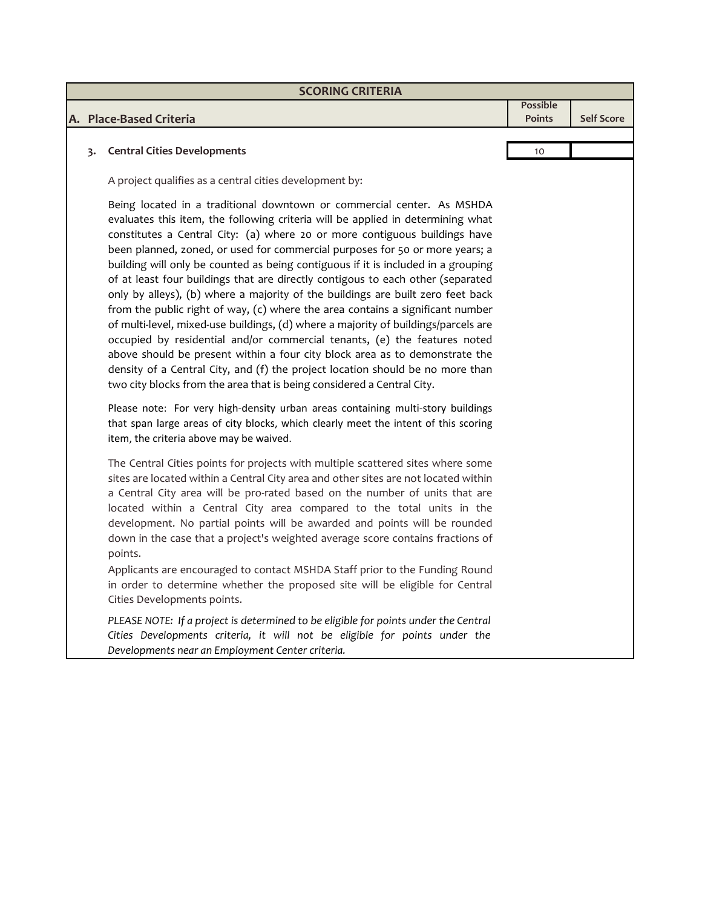| SCORING CRITERIA | | |
|---|---|---|
| **A. Place-Based Criteria** | **Possible Points** | **Self Score** |
| **3. Central Cities Developments** | 10 | |

A project qualifies as a central cities development by:

Being located in a traditional downtown or commercial center. As MSHDA evaluates this item, the following criteria will be applied in determining what constitutes a Central City: (a) where 20 or more contiguous buildings have been planned, zoned, or used for commercial purposes for 50 or more years; a building will only be counted as being contiguous if it is included in a grouping of at least four buildings that are directly contigous to each other (separated only by alleys), (b) where a majority of the buildings are built zero feet back from the public right of way, (c) where the area contains a significant number of multi-level, mixed-use buildings, (d) where a majority of buildings/parcels are occupied by residential and/or commercial tenants, (e) the features noted above should be present within a four city block area as to demonstrate the density of a Central City, and (f) the project location should be no more than two city blocks from the area that is being considered a Central City.

Please note: For very high-density urban areas containing multi-story buildings that span large areas of city blocks, which clearly meet the intent of this scoring item, the criteria above may be waived.

The Central Cities points for projects with multiple scattered sites where some sites are located within a Central City area and other sites are not located within a Central City area will be pro-rated based on the number of units that are located within a Central City area compared to the total units in the development. No partial points will be awarded and points will be rounded down in the case that a project's weighted average score contains fractions of points.

Applicants are encouraged to contact MSHDA Staff prior to the Funding Round in order to determine whether the proposed site will be eligible for Central Cities Developments points.

*PLEASE NOTE: If a project is determined to be eligible for points under the Central Cities Developments criteria, it will not be eligible for points under the Developments near an Employment Center criteria.*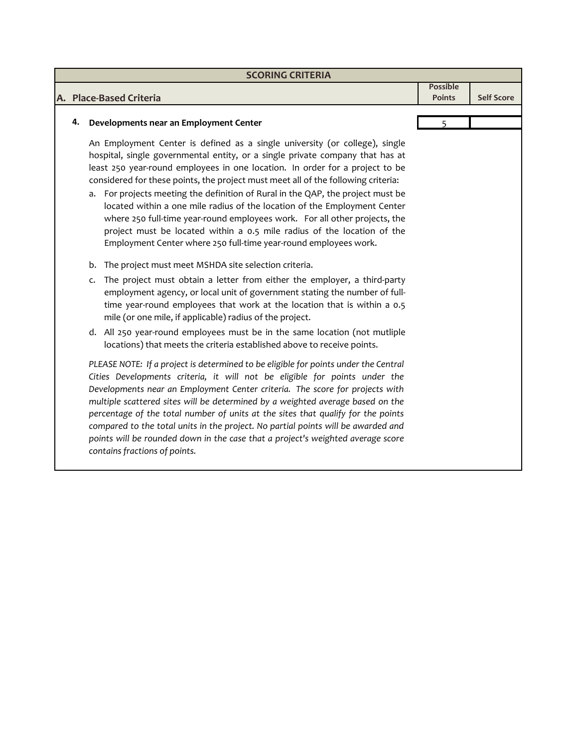| SCORING CRITERIA | | |
|---|---|---|
| **A. Place-Based Criteria** | **Possible Points** | **Self Score** |
| **4. Developments near an Employment Center** | 5 | |

An Employment Center is defined as a single university (or college), single hospital, single governmental entity, or a single private company that has at least 250 year-round employees in one location. In order for a project to be considered for these points, the project must meet all of the following criteria:

a. For projects meeting the definition of Rural in the QAP, the project must be located within a one mile radius of the location of the Employment Center where 250 full-time year-round employees work. For all other projects, the project must be located within a 0.5 mile radius of the location of the Employment Center where 250 full-time year-round employees work.

b. The project must meet MSHDA site selection criteria.

c. The project must obtain a letter from either the employer, a third-party employment agency, or local unit of government stating the number of full-time year-round employees that work at the location that is within a 0.5 mile (or one mile, if applicable) radius of the project.

d. All 250 year-round employees must be in the same location (not mutliple locations) that meets the criteria established above to receive points.

*PLEASE NOTE: If a project is determined to be eligible for points under the Central Cities Developments criteria, it will not be eligible for points under the Developments near an Employment Center criteria. The score for projects with multiple scattered sites will be determined by a weighted average based on the percentage of the total number of units at the sites that qualify for the points compared to the total units in the project. No partial points will be awarded and points will be rounded down in the case that a project's weighted average score contains fractions of points.*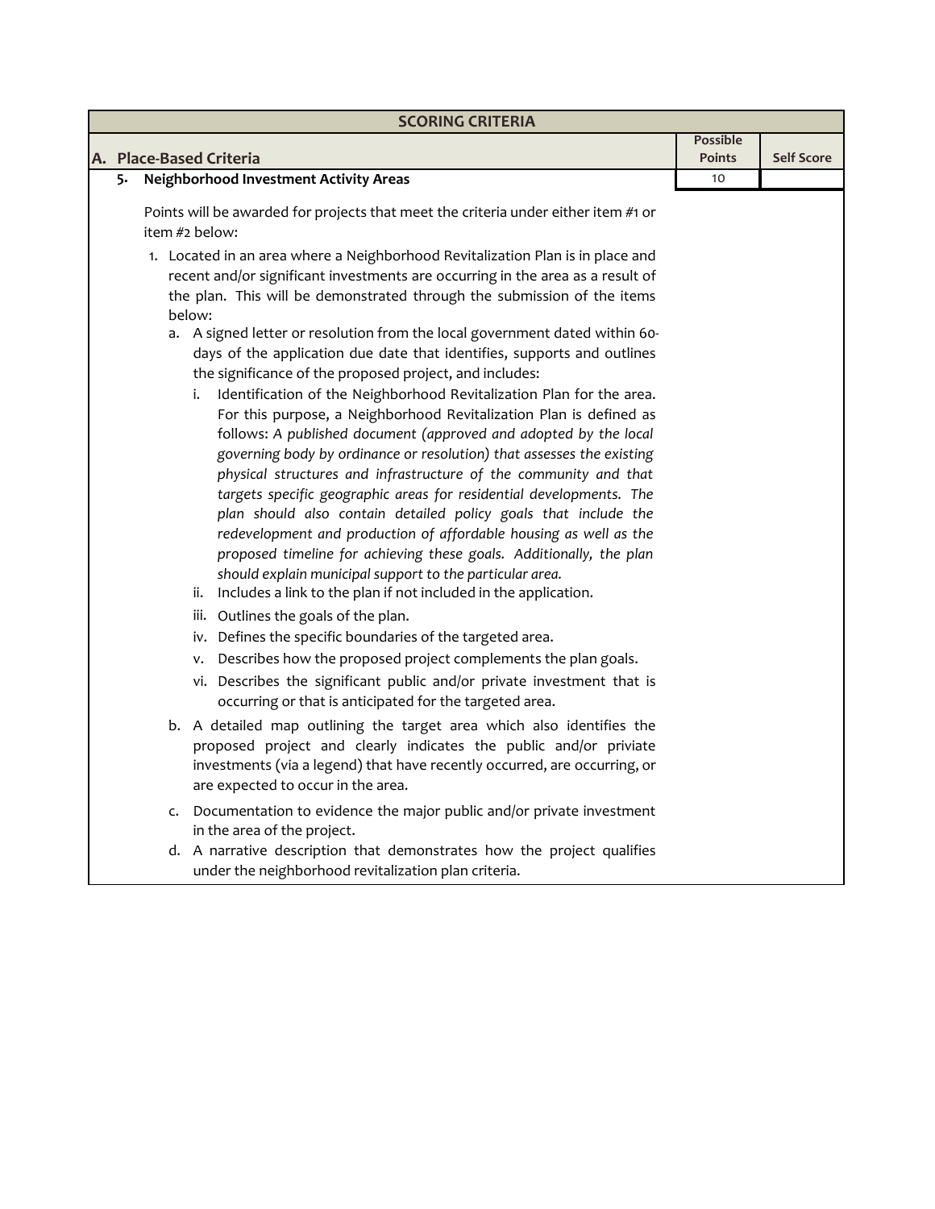| SCORING CRITERIA | | |
|---|---|---|
| **A. Place-Based Criteria** | **Possible Points** | **Self Score** |
| **5. Neighborhood Investment Activity Areas** | 10 | |

Points will be awarded for projects that meet the criteria under either item #1 or item #2 below:

1. Located in an area where a Neighborhood Revitalization Plan is in place and recent and/or significant investments are occurring in the area as a result of the plan. This will be demonstrated through the submission of the items below:
   a. A signed letter or resolution from the local government dated within 60-days of the application due date that identifies, supports and outlines the significance of the proposed project, and includes:
      i. Identification of the Neighborhood Revitalization Plan for the area. For this purpose, a Neighborhood Revitalization Plan is defined as follows: *A published document (approved and adopted by the local governing body by ordinance or resolution) that assesses the existing physical structures and infrastructure of the community and that targets specific geographic areas for residential developments. The plan should also contain detailed policy goals that include the redevelopment and production of affordable housing as well as the proposed timeline for achieving these goals. Additionally, the plan should explain municipal support to the particular area.*
      ii. Includes a link to the plan if not included in the application.
      iii. Outlines the goals of the plan.
      iv. Defines the specific boundaries of the targeted area.
      v. Describes how the proposed project complements the plan goals.
      vi. Describes the significant public and/or private investment that is occurring or that is anticipated for the targeted area.

   b. A detailed map outlining the target area which also identifies the proposed project and clearly indicates the public and/or priviate investments (via a legend) that have recently occurred, are occurring, or are expected to occur in the area.

   c. Documentation to evidence the major public and/or private investment in the area of the project.

   d. A narrative description that demonstrates how the project qualifies under the neighborhood revitalization plan criteria.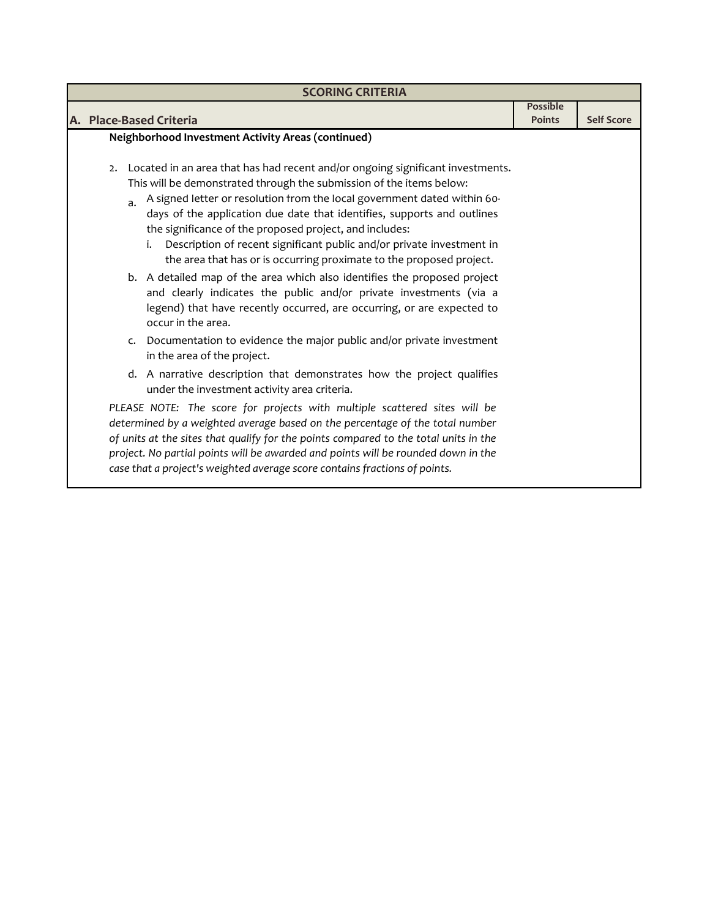| SCORING CRITERIA | | |
|---|---|---|
| **A. Place-Based Criteria** | **Possible Points** | **Self Score** |
| **Neighborhood Investment Activity Areas (continued)** | | |
| 2. Located in an area that has had recent and/or ongoing significant investments. This will be demonstrated through the submission of the items below: | | |
| a. A signed letter or resolution from the local government dated within 60-days of the application due date that identifies, supports and outlines the significance of the proposed project, and includes: | | |
| i. Description of recent significant public and/or private investment in the area that has or is occurring proximate to the proposed project. | | |
| b. A detailed map of the area which also identifies the proposed project and clearly indicates the public and/or private investments (via a legend) that have recently occurred, are occurring, or are expected to occur in the area. | | |
| c. Documentation to evidence the major public and/or private investment in the area of the project. | | |
| d. A narrative description that demonstrates how the project qualifies under the investment activity area criteria. | | |
| *PLEASE NOTE: The score for projects with multiple scattered sites will be determined by a weighted average based on the percentage of the total number of units at the sites that qualify for the points compared to the total units in the project. No partial points will be awarded and points will be rounded down in the case that a project's weighted average score contains fractions of points.* | | |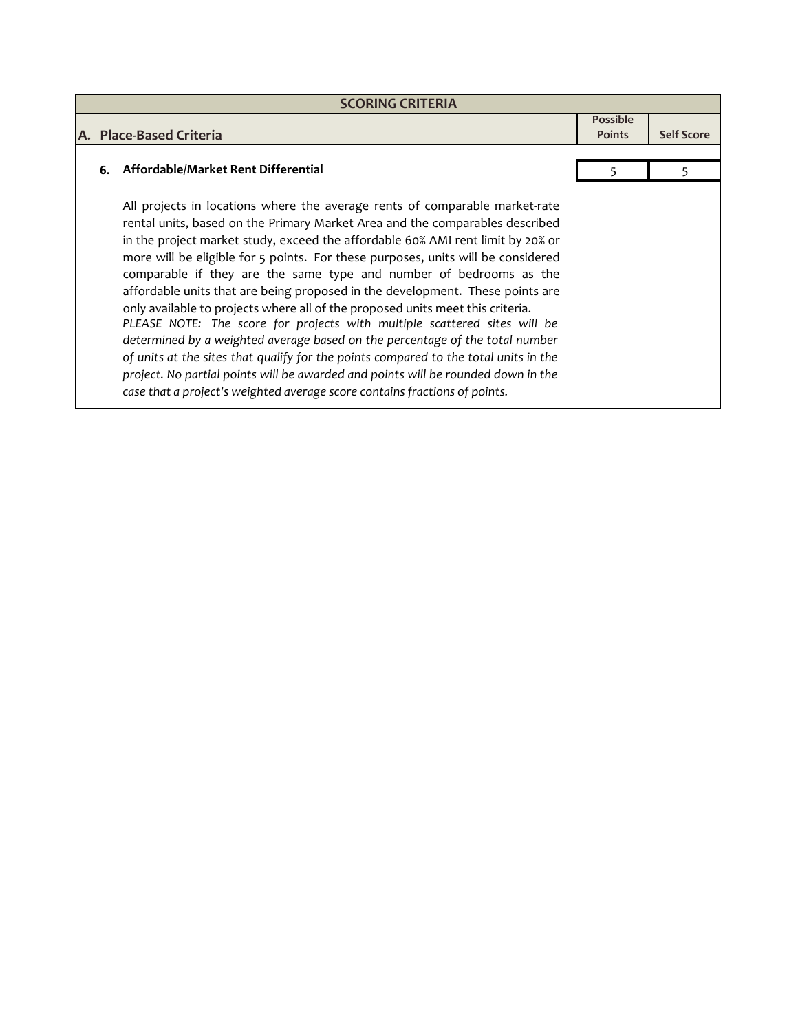| SCORING CRITERIA | | |
|---|---|---|
| **A. Place-Based Criteria** | **Possible Points** | **Self Score** |
| **6. Affordable/Market Rent Differential** | 5 | 5 |

All projects in locations where the average rents of comparable market-rate rental units, based on the Primary Market Area and the comparables described in the project market study, exceed the affordable 60% AMI rent limit by 20% or more will be eligible for 5 points. For these purposes, units will be considered comparable if they are the same type and number of bedrooms as the affordable units that are being proposed in the development. These points are only available to projects where all of the proposed units meet this criteria.

*PLEASE NOTE: The score for projects with multiple scattered sites will be determined by a weighted average based on the percentage of the total number of units at the sites that qualify for the points compared to the total units in the project. No partial points will be awarded and points will be rounded down in the case that a project's weighted average score contains fractions of points.*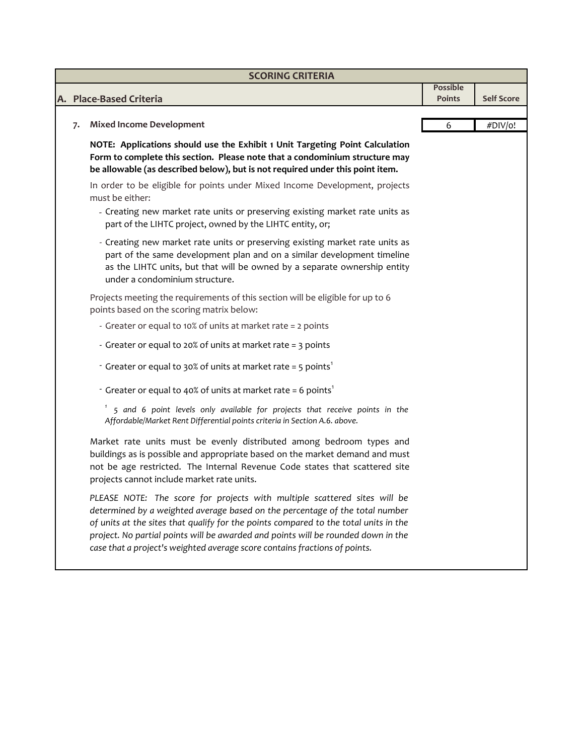| SCORING CRITERIA | | |
|---|---|---|
| **A. Place-Based Criteria** | **Possible Points** | **Self Score** |
| **7. Mixed Income Development** | 6 | #DIV/0! |

**NOTE: Applications should use the Exhibit 1 Unit Targeting Point Calculation Form to complete this section. Please note that a condominium structure may be allowable (as described below), but is not required under this point item.**

In order to be eligible for points under Mixed Income Development, projects must be either:

- Creating new market rate units or preserving existing market rate units as part of the LIHTC project, owned by the LIHTC entity, or;
- Creating new market rate units or preserving existing market rate units as part of the same development plan and on a similar development timeline as the LIHTC units, but that will be owned by a separate ownership entity under a condominium structure.

Projects meeting the requirements of this section will be eligible for up to 6 points based on the scoring matrix below:

- Greater or equal to 10% of units at market rate = 2 points
- Greater or equal to 20% of units at market rate = 3 points
- Greater or equal to 30% of units at market rate = 5 points[1]
- Greater or equal to 40% of units at market rate = 6 points[1]

*[1] 5 and 6 point levels only available for projects that receive points in the Affordable/Market Rent Differential points criteria in Section A.6. above.*

Market rate units must be evenly distributed among bedroom types and buildings as is possible and appropriate based on the market demand and must not be age restricted. The Internal Revenue Code states that scattered site projects cannot include market rate units.

*PLEASE NOTE: The score for projects with multiple scattered sites will be determined by a weighted average based on the percentage of the total number of units at the sites that qualify for the points compared to the total units in the project. No partial points will be awarded and points will be rounded down in the case that a project's weighted average score contains fractions of points.*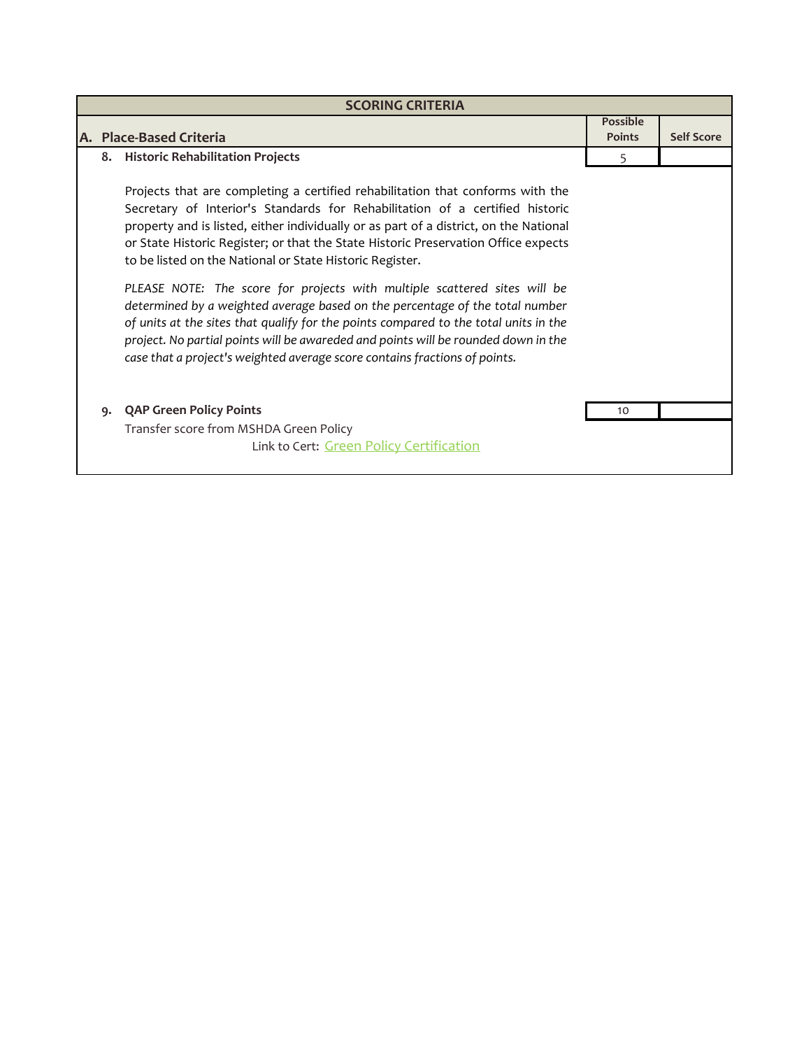| SCORING CRITERIA | | |
|---|---|---|
| **A. Place-Based Criteria** | **Possible Points** | **Self Score** |
| **8. Historic Rehabilitation Projects** | 5 | |
| Projects that are completing a certified rehabilitation that conforms with the Secretary of Interior's Standards for Rehabilitation of a certified historic property and is listed, either individually or as part of a district, on the National or State Historic Register; or that the State Historic Preservation Office expects to be listed on the National or State Historic Register.<br><br>*PLEASE NOTE: The score for projects with multiple scattered sites will be determined by a weighted average based on the percentage of the total number of units at the sites that qualify for the points compared to the total units in the project. No partial points will be awareded and points will be rounded down in the case that a project's weighted average score contains fractions of points.* | | |
| **9. QAP Green Policy Points** | 10 | |
| Transfer score from MSHDA Green Policy<br>Link to Cert: Green Policy Certification | | |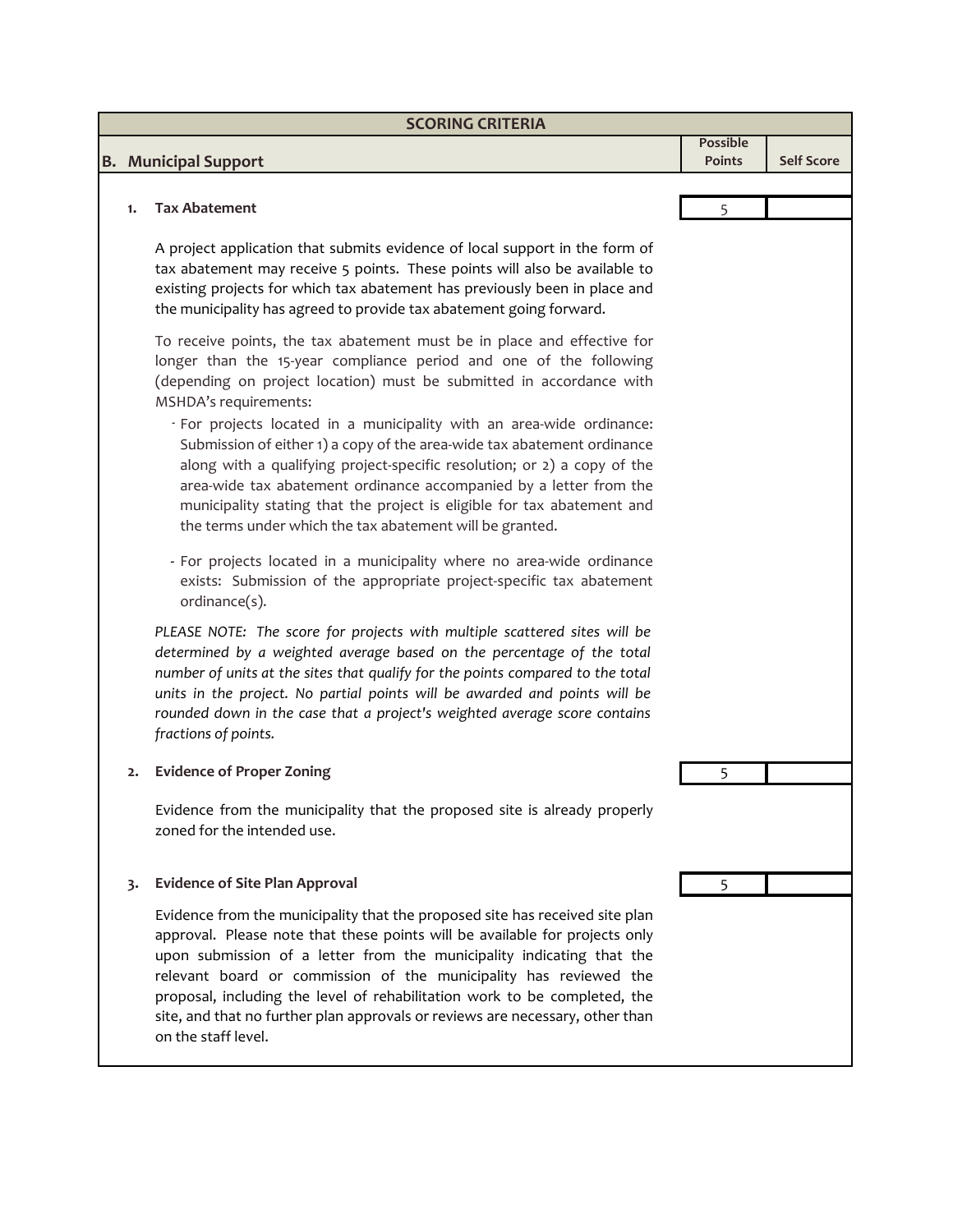| SCORING CRITERIA | | |
|---|---|---|
| **B. Municipal Support** | **Possible Points** | **Self Score** |
| **1. Tax Abatement** | 5 | |
| **2. Evidence of Proper Zoning** | 5 | |
| **3. Evidence of Site Plan Approval** | 5 | |

## B. Municipal Support

### 1. Tax Abatement

Possible Points: 5

A project application that submits evidence of local support in the form of tax abatement may receive 5 points. These points will also be available to existing projects for which tax abatement has previously been in place and the municipality has agreed to provide tax abatement going forward.

To receive points, the tax abatement must be in place and effective for longer than the 15-year compliance period and one of the following (depending on project location) must be submitted in accordance with MSHDA's requirements:

- For projects located in a municipality with an area-wide ordinance: Submission of either 1) a copy of the area-wide tax abatement ordinance along with a qualifying project-specific resolution; or 2) a copy of the area-wide tax abatement ordinance accompanied by a letter from the municipality stating that the project is eligible for tax abatement and the terms under which the tax abatement will be granted.

- For projects located in a municipality where no area-wide ordinance exists: Submission of the appropriate project-specific tax abatement ordinance(s).

*PLEASE NOTE: The score for projects with multiple scattered sites will be determined by a weighted average based on the percentage of the total number of units at the sites that qualify for the points compared to the total units in the project. No partial points will be awarded and points will be rounded down in the case that a project's weighted average score contains fractions of points.*

### 2. Evidence of Proper Zoning

Possible Points: 5

Evidence from the municipality that the proposed site is already properly zoned for the intended use.

### 3. Evidence of Site Plan Approval

Possible Points: 5

Evidence from the municipality that the proposed site has received site plan approval. Please note that these points will be available for projects only upon submission of a letter from the municipality indicating that the relevant board or commission of the municipality has reviewed the proposal, including the level of rehabilitation work to be completed, the site, and that no further plan approvals or reviews are necessary, other than on the staff level.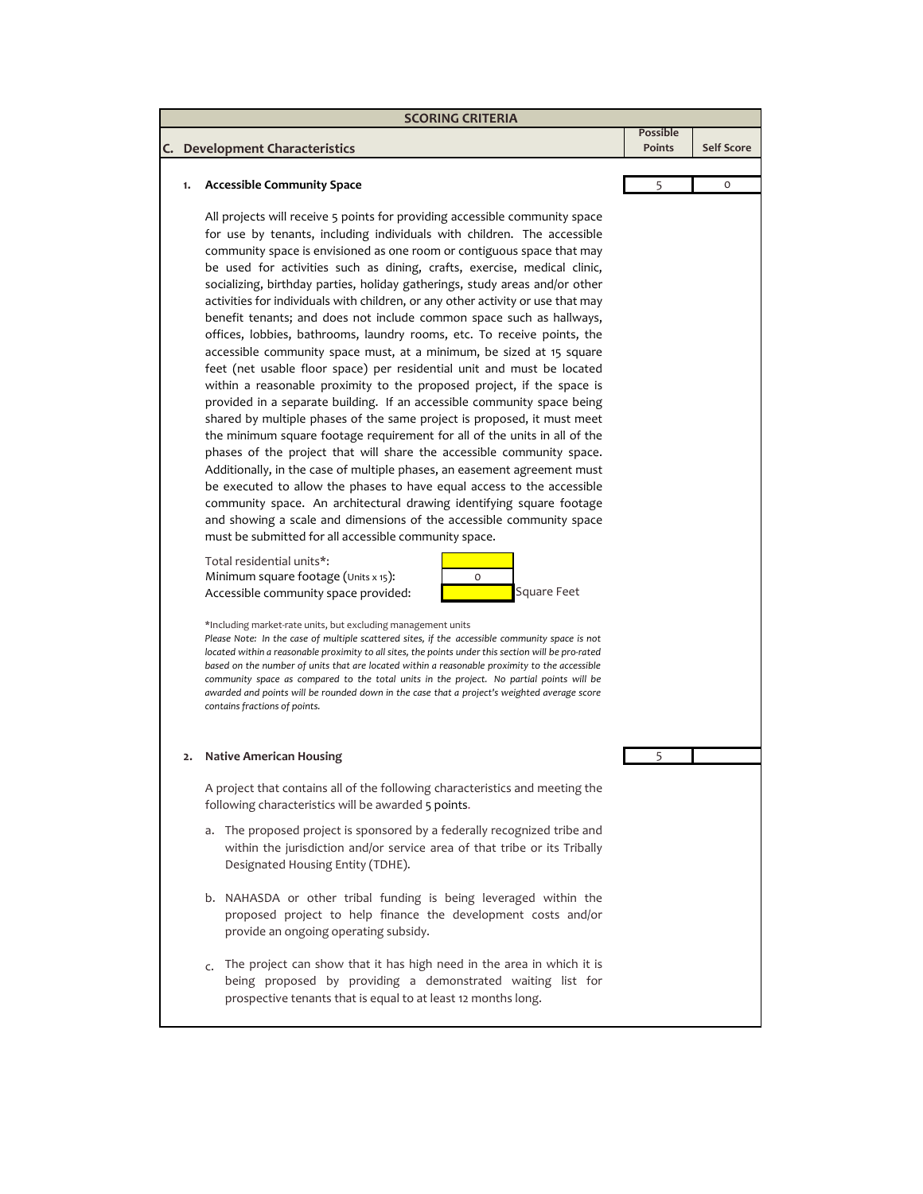## SCORING CRITERIA

| C. Development Characteristics | Possible Points | Self Score |
|---|---|---|
| **1. Accessible Community Space** | 5 | 0 |

All projects will receive 5 points for providing accessible community space for use by tenants, including individuals with children. The accessible community space is envisioned as one room or contiguous space that may be used for activities such as dining, crafts, exercise, medical clinic, socializing, birthday parties, holiday gatherings, study areas and/or other activities for individuals with children, or any other activity or use that may benefit tenants; and does not include common space such as hallways, offices, lobbies, bathrooms, laundry rooms, etc. To receive points, the accessible community space must, at a minimum, be sized at 15 square feet (net usable floor space) per residential unit and must be located within a reasonable proximity to the proposed project, if the space is provided in a separate building. If an accessible community space being shared by multiple phases of the same project is proposed, it must meet the minimum square footage requirement for all of the units in all of the phases of the project that will share the accessible community space. Additionally, in the case of multiple phases, an easement agreement must be executed to allow the phases to have equal access to the accessible community space. An architectural drawing identifying square footage and showing a scale and dimensions of the accessible community space must be submitted for all accessible community space.

| | | |
|---|---|---|
| Total residential units*: | | |
| Minimum square footage (Units x 15): | 0 | |
| Accessible community space provided: | | Square Feet |

*Including market-rate units, but excluding management units

*Please Note: In the case of multiple scattered sites, if the accessible community space is not located within a reasonable proximity to all sites, the points under this section will be pro-rated based on the number of units that are located within a reasonable proximity to the accessible community space as compared to the total units in the project. No partial points will be awarded and points will be rounded down in the case that a project's weighted average score contains fractions of points.*

| | Possible Points | Self Score |
|---|---|---|
| **2. Native American Housing** | 5 | |

A project that contains all of the following characteristics and meeting the following characteristics will be awarded 5 points.

a. The proposed project is sponsored by a federally recognized tribe and within the jurisdiction and/or service area of that tribe or its Tribally Designated Housing Entity (TDHE).

b. NAHASDA or other tribal funding is being leveraged within the proposed project to help finance the development costs and/or provide an ongoing operating subsidy.

c. The project can show that it has high need in the area in which it is being proposed by providing a demonstrated waiting list for prospective tenants that is equal to at least 12 months long.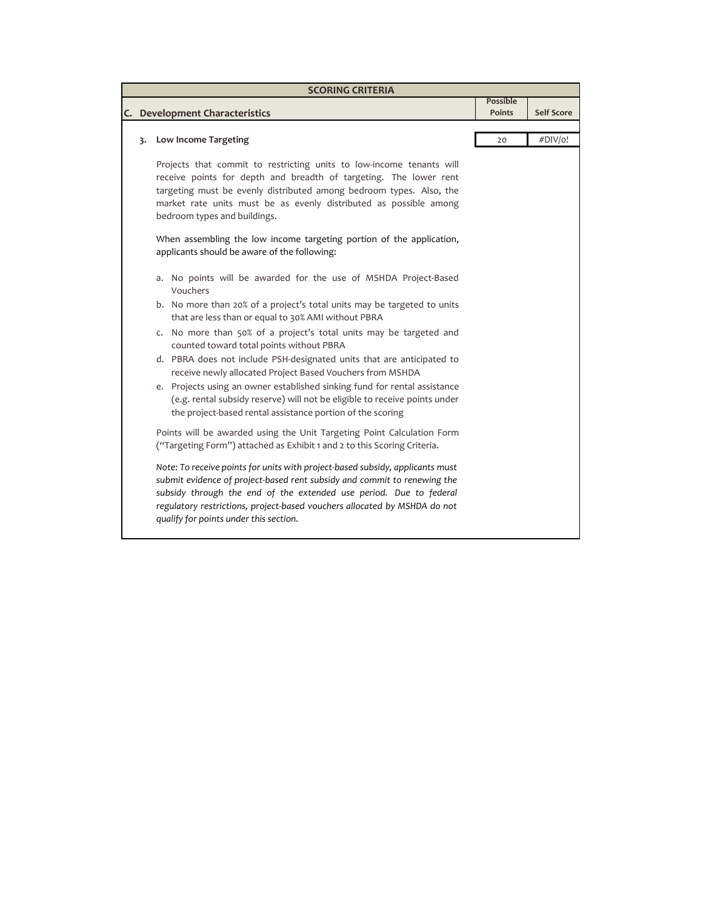| SCORING CRITERIA | | |
|---|---|---|
| **C. Development Characteristics** | **Possible Points** | **Self Score** |
| **3. Low Income Targeting** | 20 | #DIV/0! |

Projects that commit to restricting units to low-income tenants will receive points for depth and breadth of targeting. The lower rent targeting must be evenly distributed among bedroom types. Also, the market rate units must be as evenly distributed as possible among bedroom types and buildings.

When assembling the low income targeting portion of the application, applicants should be aware of the following:

a. No points will be awarded for the use of MSHDA Project-Based Vouchers
b. No more than 20% of a project's total units may be targeted to units that are less than or equal to 30% AMI without PBRA
c. No more than 50% of a project's total units may be targeted and counted toward total points without PBRA
d. PBRA does not include PSH-designated units that are anticipated to receive newly allocated Project Based Vouchers from MSHDA
e. Projects using an owner established sinking fund for rental assistance (e.g. rental subsidy reserve) will not be eligible to receive points under the project-based rental assistance portion of the scoring

Points will be awarded using the Unit Targeting Point Calculation Form ("Targeting Form") attached as Exhibit 1 and 2 to this Scoring Criteria.

*Note: To receive points for units with project-based subsidy, applicants must submit evidence of project-based rent subsidy and commit to renewing the subsidy through the end of the extended use period. Due to federal regulatory restrictions, project-based vouchers allocated by MSHDA do not qualify for points under this section.*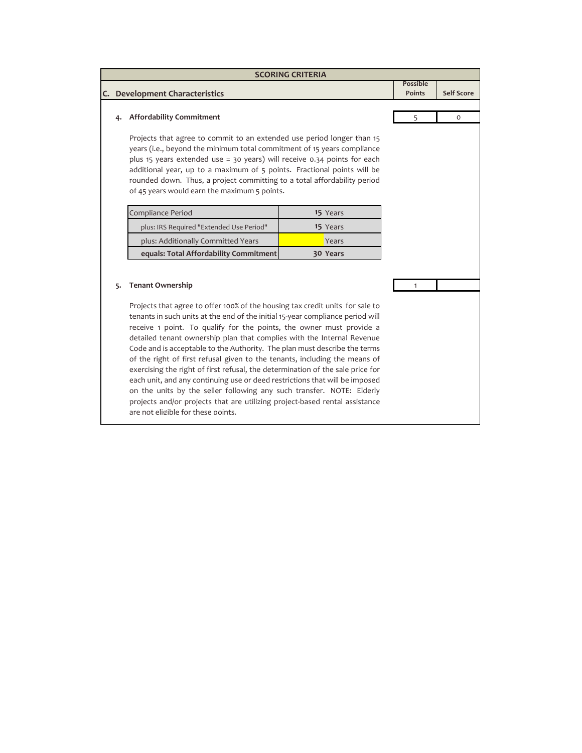## SCORING CRITERIA

| C. Development Characteristics | Possible Points | Self Score |
|---|---|---|
| **4. Affordability Commitment** | 5 | 0 |

Projects that agree to commit to an extended use period longer than 15 years (i.e., beyond the minimum total commitment of 15 years compliance plus 15 years extended use = 30 years) will receive 0.34 points for each additional year, up to a maximum of 5 points. Fractional points will be rounded down. Thus, a project committing to a total affordability period of 45 years would earn the maximum 5 points.

| | |
|---|---|
| Compliance Period | **15** Years |
| plus: IRS Required "Extended Use Period" | **15** Years |
| plus: Additionally Committed Years | Years |
| **equals: Total Affordability Commitment** | **30 Years** |

| | Possible Points | Self Score |
|---|---|---|
| **5. Tenant Ownership** | 1 | |

Projects that agree to offer 100% of the housing tax credit units for sale to tenants in such units at the end of the initial 15-year compliance period will receive 1 point. To qualify for the points, the owner must provide a detailed tenant ownership plan that complies with the Internal Revenue Code and is acceptable to the Authority. The plan must describe the terms of the right of first refusal given to the tenants, including the means of exercising the right of first refusal, the determination of the sale price for each unit, and any continuing use or deed restrictions that will be imposed on the units by the seller following any such transfer. NOTE: Elderly projects and/or projects that are utilizing project-based rental assistance are not eligible for these points.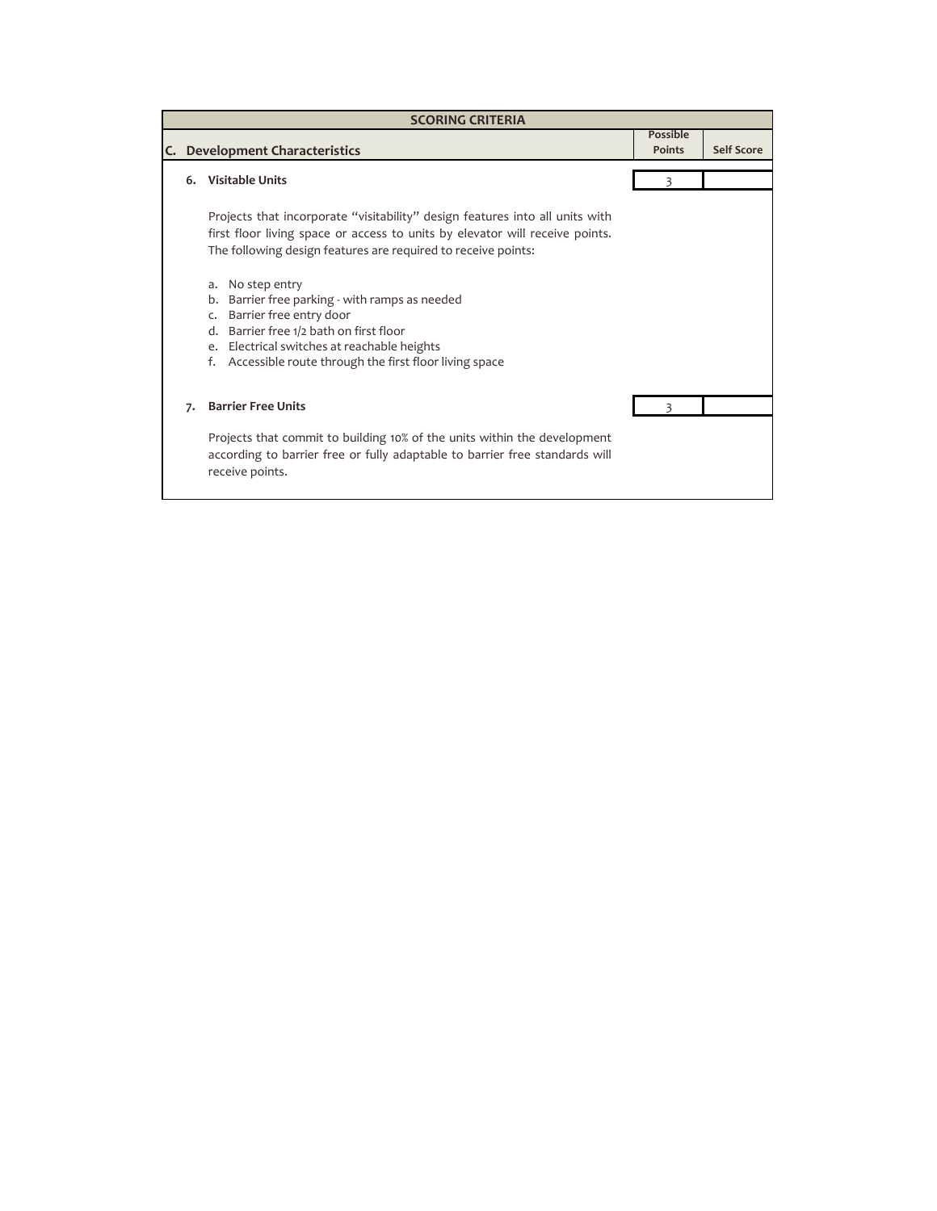| SCORING CRITERIA | | |
|---|---|---|
| **C. Development Characteristics** | **Possible Points** | **Self Score** |
| **6. Visitable Units** | 3 | |
| **7. Barrier Free Units** | 3 | |

**6. Visitable Units**

Projects that incorporate "visitability" design features into all units with first floor living space or access to units by elevator will receive points. The following design features are required to receive points:

a. No step entry
b. Barrier free parking - with ramps as needed
c. Barrier free entry door
d. Barrier free 1/2 bath on first floor
e. Electrical switches at reachable heights
f. Accessible route through the first floor living space

**7. Barrier Free Units**

Projects that commit to building 10% of the units within the development according to barrier free or fully adaptable to barrier free standards will receive points.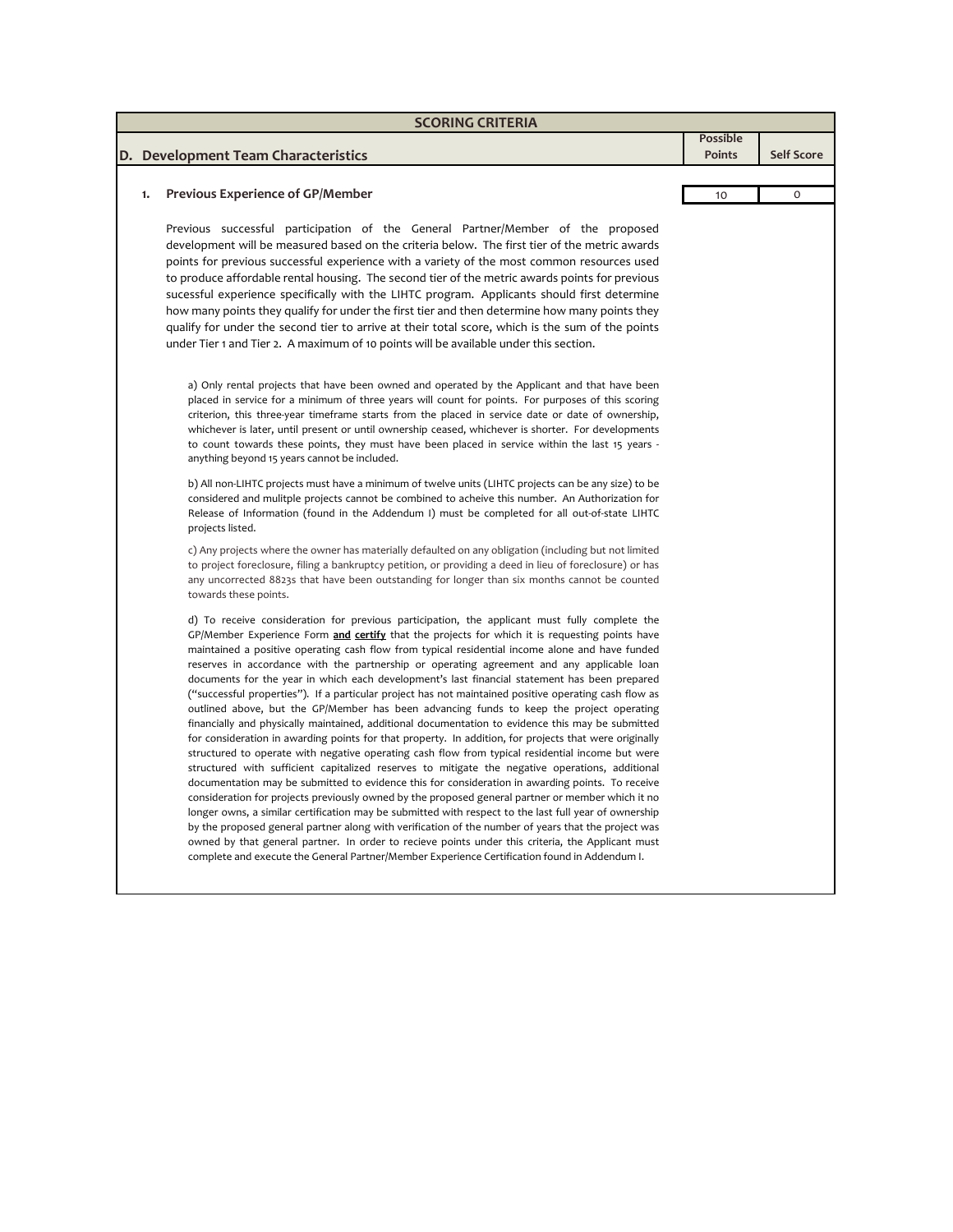## SCORING CRITERIA

| D. Development Team Characteristics | Possible Points | Self Score |
|---|---|---|
| 1. Previous Experience of GP/Member | 10 | 0 |

Previous successful participation of the General Partner/Member of the proposed development will be measured based on the criteria below. The first tier of the metric awards points for previous successful experience with a variety of the most common resources used to produce affordable rental housing. The second tier of the metric awards points for previous sucessful experience specifically with the LIHTC program. Applicants should first determine how many points they qualify for under the first tier and then determine how many points they qualify for under the second tier to arrive at their total score, which is the sum of the points under Tier 1 and Tier 2. A maximum of 10 points will be available under this section.

a) Only rental projects that have been owned and operated by the Applicant and that have been placed in service for a minimum of three years will count for points. For purposes of this scoring criterion, this three-year timeframe starts from the placed in service date or date of ownership, whichever is later, until present or until ownership ceased, whichever is shorter. For developments to count towards these points, they must have been placed in service within the last 15 years - anything beyond 15 years cannot be included.

b) All non-LIHTC projects must have a minimum of twelve units (LIHTC projects can be any size) to be considered and mulitple projects cannot be combined to acheive this number. An Authorization for Release of Information (found in the Addendum I) must be completed for all out-of-state LIHTC projects listed.

c) Any projects where the owner has materially defaulted on any obligation (including but not limited to project foreclosure, filing a bankruptcy petition, or providing a deed in lieu of foreclosure) or has any uncorrected 8823s that have been outstanding for longer than six months cannot be counted towards these points.

d) To receive consideration for previous participation, the applicant must fully complete the GP/Member Experience Form **and certify** that the projects for which it is requesting points have maintained a positive operating cash flow from typical residential income alone and have funded reserves in accordance with the partnership or operating agreement and any applicable loan documents for the year in which each development's last financial statement has been prepared ("successful properties"). If a particular project has not maintained positive operating cash flow as outlined above, but the GP/Member has been advancing funds to keep the project operating financially and physically maintained, additional documentation to evidence this may be submitted for consideration in awarding points for that property. In addition, for projects that were originally structured to operate with negative operating cash flow from typical residential income but were structured with sufficient capitalized reserves to mitigate the negative operations, additional documentation may be submitted to evidence this for consideration in awarding points. To receive consideration for projects previously owned by the proposed general partner or member which it no longer owns, a similar certification may be submitted with respect to the last full year of ownership by the proposed general partner along with verification of the number of years that the project was owned by that general partner. In order to recieve points under this criteria, the Applicant must complete and execute the General Partner/Member Experience Certification found in Addendum I.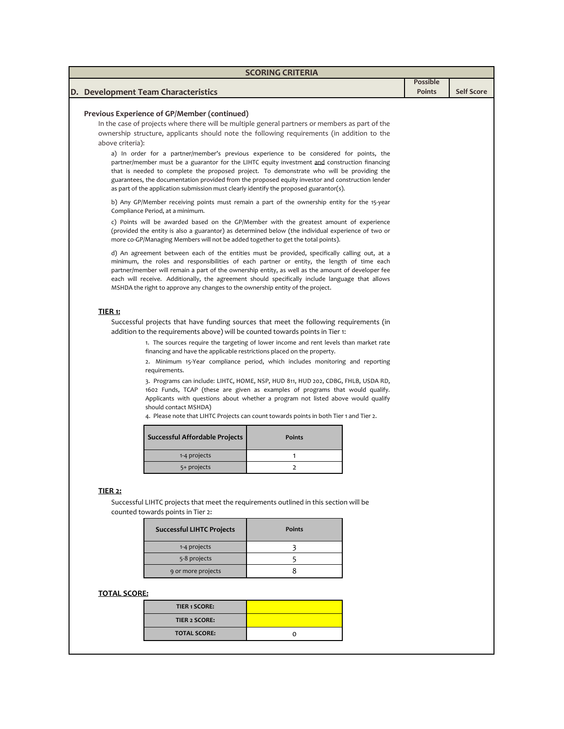| SCORING CRITERIA | | |
|---|---|---|
| **D. Development Team Characteristics** | **Possible Points** | **Self Score** |

### Previous Experience of GP/Member (continued)

In the case of projects where there will be multiple general partners or members as part of the ownership structure, applicants should note the following requirements (in addition to the above criteria):

a) In order for a partner/member's previous experience to be considered for points, the partner/member must be a guarantor for the LIHTC equity investment and construction financing that is needed to complete the proposed project. To demonstrate who will be providing the guarantees, the documentation provided from the proposed equity investor and construction lender as part of the application submission must clearly identify the proposed guarantor(s).

b) Any GP/Member receiving points must remain a part of the ownership entity for the 15-year Compliance Period, at a minimum.

c) Points will be awarded based on the GP/Member with the greatest amount of experience (provided the entity is also a guarantor) as determined below (the individual experience of two or more co-GP/Managing Members will not be added together to get the total points).

d) An agreement between each of the entities must be provided, specifically calling out, at a minimum, the roles and responsibilities of each partner or entity, the length of time each partner/member will remain a part of the ownership entity, as well as the amount of developer fee each will receive. Additionally, the agreement should specifically include language that allows MSHDA the right to approve any changes to the ownership entity of the project.

**TIER 1:**

Successful projects that have funding sources that meet the following requirements (in addition to the requirements above) will be counted towards points in Tier 1:

1. The sources require the targeting of lower income and rent levels than market rate financing and have the applicable restrictions placed on the property.
2. Minimum 15-Year compliance period, which includes monitoring and reporting requirements.
3. Programs can include: LIHTC, HOME, NSP, HUD 811, HUD 202, CDBG, FHLB, USDA RD, 1602 Funds, TCAP (these are given as examples of programs that would qualify. Applicants with questions about whether a program not listed above would qualify should contact MSHDA)
4. Please note that LIHTC Projects can count towards points in both Tier 1 and Tier 2.

| Successful Affordable Projects | Points |
|---|---|
| 1-4 projects | 1 |
| 5+ projects | 2 |

**TIER 2:**

Successful LIHTC projects that meet the requirements outlined in this section will be counted towards points in Tier 2:

| Successful LIHTC Projects | Points |
|---|---|
| 1-4 projects | 3 |
| 5-8 projects | 5 |
| 9 or more projects | 8 |

**TOTAL SCORE:**

| | |
|---|---|
| TIER 1 SCORE: | |
| TIER 2 SCORE: | |
| TOTAL SCORE: | 0 |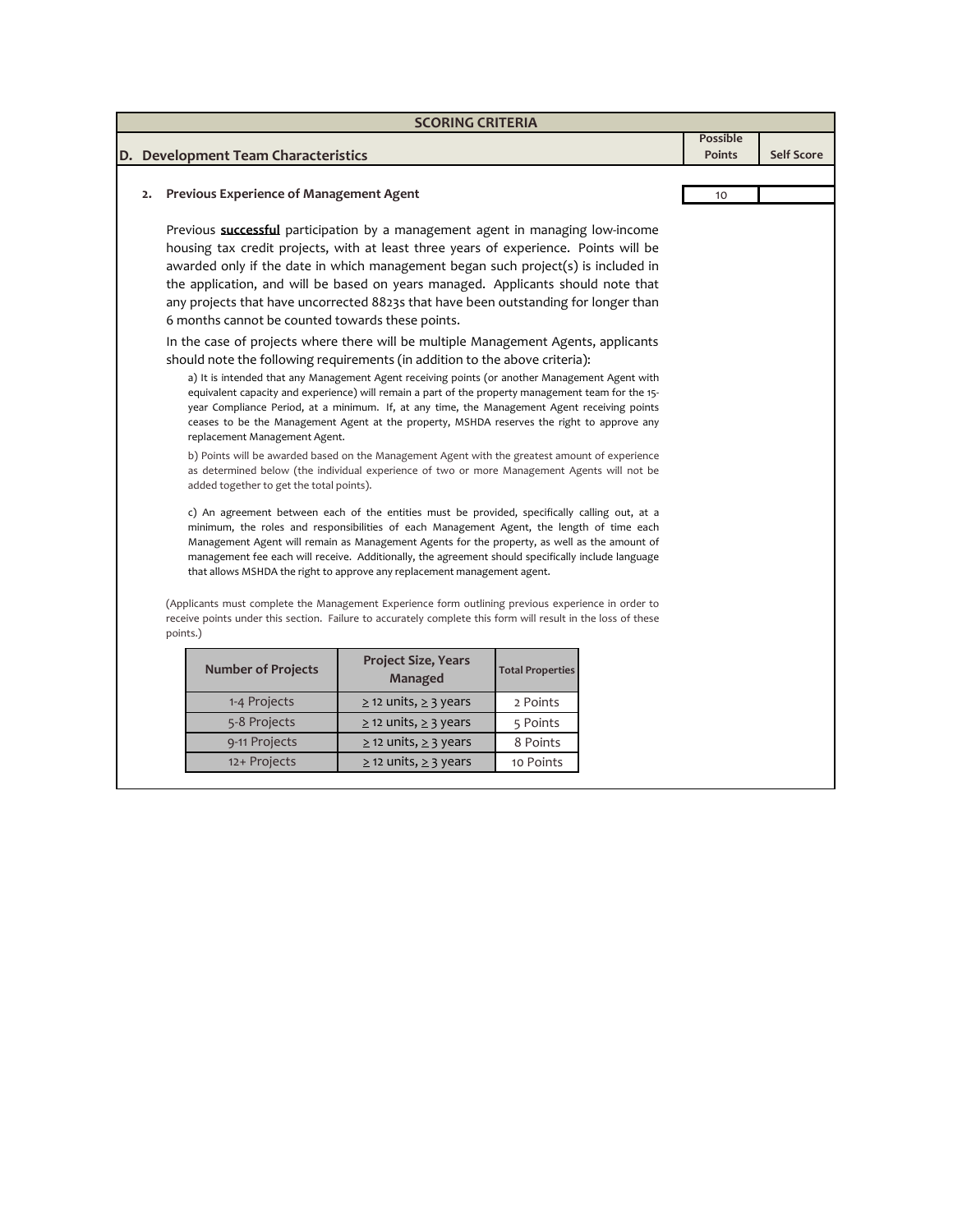## SCORING CRITERIA

| D. Development Team Characteristics | Possible Points | Self Score |
|---|---|---|
| **2. Previous Experience of Management Agent** | 10 | |

Previous **successful** participation by a management agent in managing low-income housing tax credit projects, with at least three years of experience. Points will be awarded only if the date in which management began such project(s) is included in the application, and will be based on years managed. Applicants should note that any projects that have uncorrected 8823s that have been outstanding for longer than 6 months cannot be counted towards these points.

In the case of projects where there will be multiple Management Agents, applicants should note the following requirements (in addition to the above criteria):

a) It is intended that any Management Agent receiving points (or another Management Agent with equivalent capacity and experience) will remain a part of the property management team for the 15-year Compliance Period, at a minimum. If, at any time, the Management Agent receiving points ceases to be the Management Agent at the property, MSHDA reserves the right to approve any replacement Management Agent.

b) Points will be awarded based on the Management Agent with the greatest amount of experience as determined below (the individual experience of two or more Management Agents will not be added together to get the total points).

c) An agreement between each of the entities must be provided, specifically calling out, at a minimum, the roles and responsibilities of each Management Agent, the length of time each Management Agent will remain as Management Agents for the property, as well as the amount of management fee each will receive. Additionally, the agreement should specifically include language that allows MSHDA the right to approve any replacement management agent.

(Applicants must complete the Management Experience form outlining previous experience in order to receive points under this section. Failure to accurately complete this form will result in the loss of these points.)

| Number of Projects | Project Size, Years Managed | Total Properties |
|---|---|---|
| 1-4 Projects | $\geq$ 12 units, $\geq$ 3 years | 2 Points |
| 5-8 Projects | $\geq$ 12 units, $\geq$ 3 years | 5 Points |
| 9-11 Projects | $\geq$ 12 units, $\geq$ 3 years | 8 Points |
| 12+ Projects | $\geq$ 12 units, $\geq$ 3 years | 10 Points |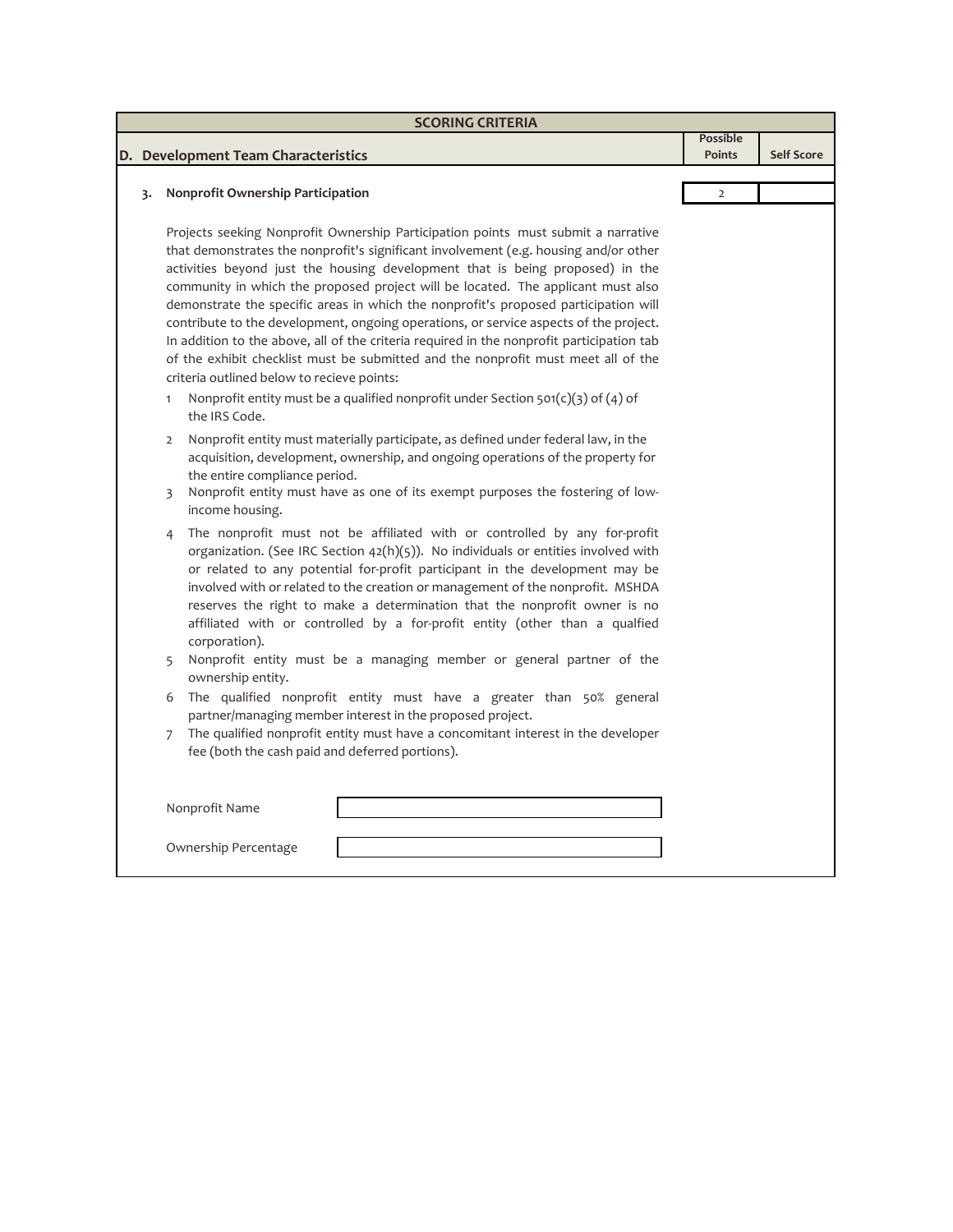| SCORING CRITERIA | | |
|---|---|---|
| **D. Development Team Characteristics** | **Possible Points** | **Self Score** |
| **3. Nonprofit Ownership Participation** | 2 | |

Projects seeking Nonprofit Ownership Participation points must submit a narrative that demonstrates the nonprofit's significant involvement (e.g. housing and/or other activities beyond just the housing development that is being proposed) in the community in which the proposed project will be located. The applicant must also demonstrate the specific areas in which the nonprofit's proposed participation will contribute to the development, ongoing operations, or service aspects of the project. In addition to the above, all of the criteria required in the nonprofit participation tab of the exhibit checklist must be submitted and the nonprofit must meet all of the criteria outlined below to recieve points:

1. Nonprofit entity must be a qualified nonprofit under Section 501(c)(3) of (4) of the IRS Code.
2. Nonprofit entity must materially participate, as defined under federal law, in the acquisition, development, ownership, and ongoing operations of the property for the entire compliance period.
3. Nonprofit entity must have as one of its exempt purposes the fostering of low-income housing.
4. The nonprofit must not be affiliated with or controlled by any for-profit organization. (See IRC Section 42(h)(5)). No individuals or entities involved with or related to any potential for-profit participant in the development may be involved with or related to the creation or management of the nonprofit. MSHDA reserves the right to make a determination that the nonprofit owner is no affiliated with or controlled by a for-profit entity (other than a qualfied corporation).
5. Nonprofit entity must be a managing member or general partner of the ownership entity.
6. The qualified nonprofit entity must have a greater than 50% general partner/managing member interest in the proposed project.
7. The qualified nonprofit entity must have a concomitant interest in the developer fee (both the cash paid and deferred portions).

| | |
|---|---|
| Nonprofit Name | |
| Ownership Percentage | |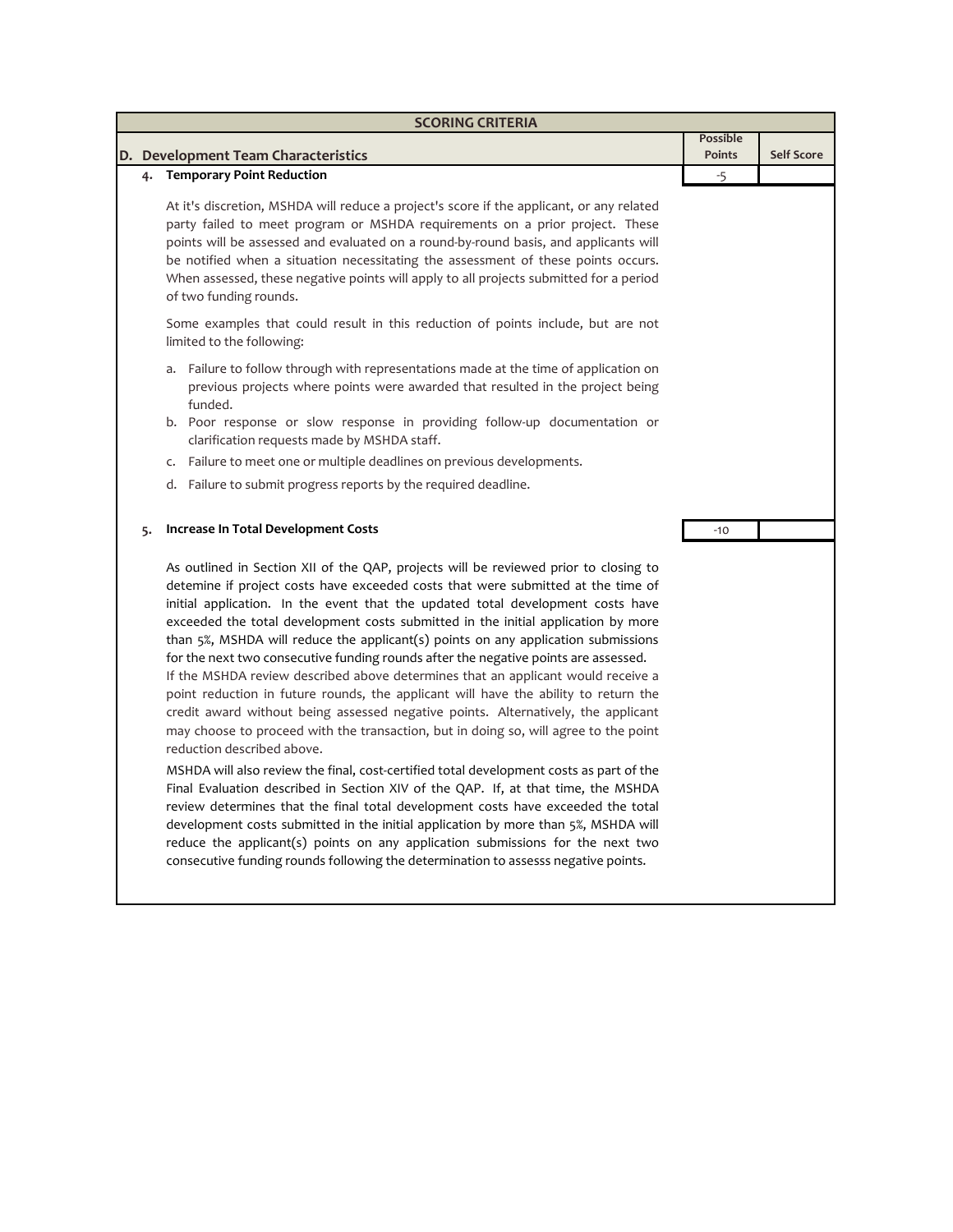| SCORING CRITERIA | | |
|---|---|---|
| **D. Development Team Characteristics** | **Possible Points** | **Self Score** |
| **4. Temporary Point Reduction** | -5 | |
| **5. Increase In Total Development Costs** | -10 | |

**4. Temporary Point Reduction** — Possible Points: -5

At it's discretion, MSHDA will reduce a project's score if the applicant, or any related party failed to meet program or MSHDA requirements on a prior project. These points will be assessed and evaluated on a round-by-round basis, and applicants will be notified when a situation necessitating the assessment of these points occurs. When assessed, these negative points will apply to all projects submitted for a period of two funding rounds.

Some examples that could result in this reduction of points include, but are not limited to the following:

a. Failure to follow through with representations made at the time of application on previous projects where points were awarded that resulted in the project being funded.
b. Poor response or slow response in providing follow-up documentation or clarification requests made by MSHDA staff.
c. Failure to meet one or multiple deadlines on previous developments.
d. Failure to submit progress reports by the required deadline.

**5. Increase In Total Development Costs** — Possible Points: -10

As outlined in Section XII of the QAP, projects will be reviewed prior to closing to detemine if project costs have exceeded costs that were submitted at the time of initial application. In the event that the updated total development costs have exceeded the total development costs submitted in the initial application by more than 5%, MSHDA will reduce the applicant(s) points on any application submissions for the next two consecutive funding rounds after the negative points are assessed.
If the MSHDA review described above determines that an applicant would receive a point reduction in future rounds, the applicant will have the ability to return the credit award without being assessed negative points. Alternatively, the applicant may choose to proceed with the transaction, but in doing so, will agree to the point reduction described above.

MSHDA will also review the final, cost-certified total development costs as part of the Final Evaluation described in Section XIV of the QAP. If, at that time, the MSHDA review determines that the final total development costs have exceeded the total development costs submitted in the initial application by more than 5%, MSHDA will reduce the applicant(s) points on any application submissions for the next two consecutive funding rounds following the determination to assesss negative points.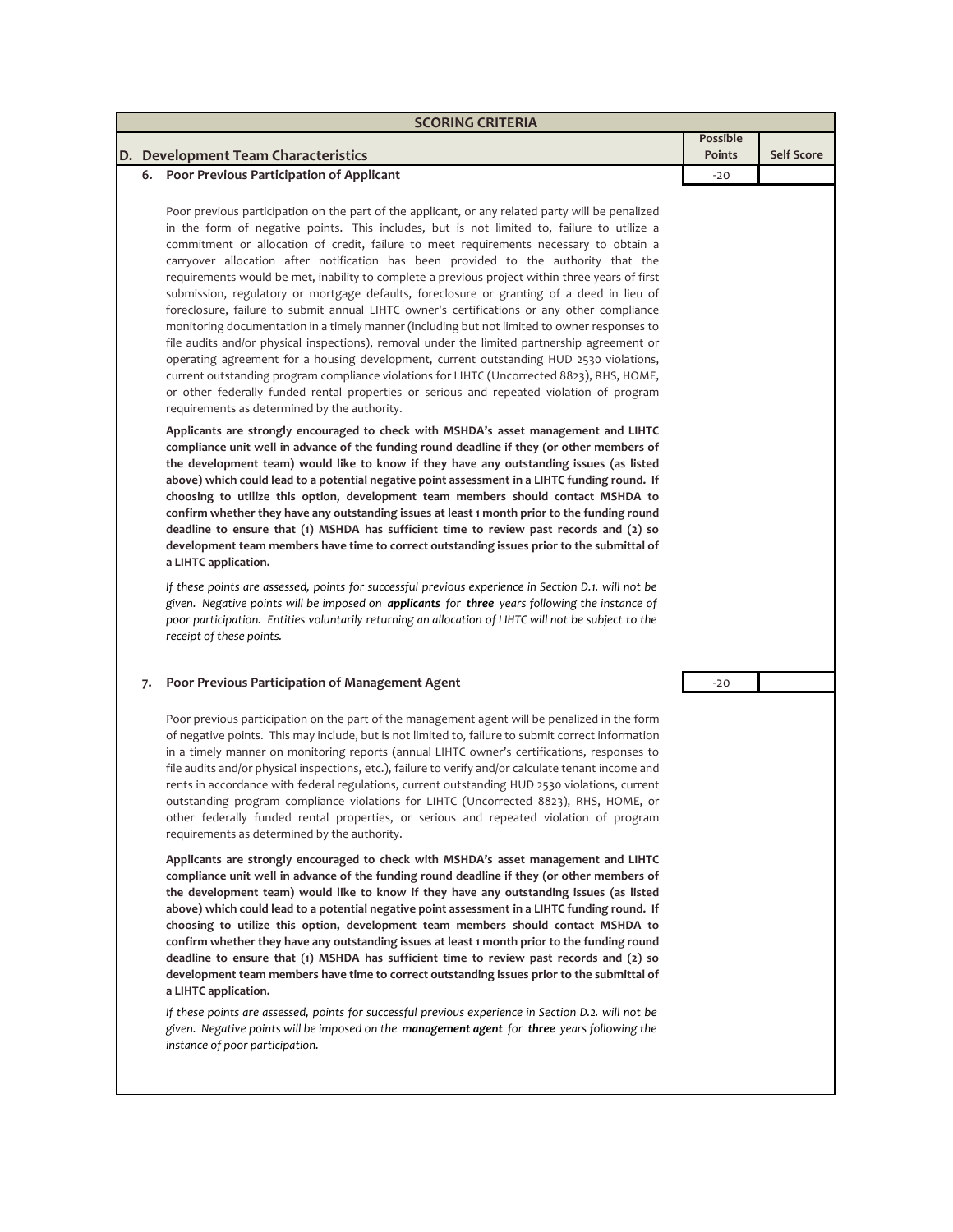| SCORING CRITERIA | | |
|---|---|---|
| **D. Development Team Characteristics** | **Possible Points** | **Self Score** |
| **6. Poor Previous Participation of Applicant** | -20 | |

Poor previous participation on the part of the applicant, or any related party will be penalized in the form of negative points. This includes, but is not limited to, failure to utilize a commitment or allocation of credit, failure to meet requirements necessary to obtain a carryover allocation after notification has been provided to the authority that the requirements would be met, inability to complete a previous project within three years of first submission, regulatory or mortgage defaults, foreclosure or granting of a deed in lieu of foreclosure, failure to submit annual LIHTC owner's certifications or any other compliance monitoring documentation in a timely manner (including but not limited to owner responses to file audits and/or physical inspections), removal under the limited partnership agreement or operating agreement for a housing development, current outstanding HUD 2530 violations, current outstanding program compliance violations for LIHTC (Uncorrected 8823), RHS, HOME, or other federally funded rental properties or serious and repeated violation of program requirements as determined by the authority.

**Applicants are strongly encouraged to check with MSHDA's asset management and LIHTC compliance unit well in advance of the funding round deadline if they (or other members of the development team) would like to know if they have any outstanding issues (as listed above) which could lead to a potential negative point assessment in a LIHTC funding round. If choosing to utilize this option, development team members should contact MSHDA to confirm whether they have any outstanding issues at least 1 month prior to the funding round deadline to ensure that (1) MSHDA has sufficient time to review past records and (2) so development team members have time to correct outstanding issues prior to the submittal of a LIHTC application.**

*If these points are assessed, points for successful previous experience in Section D.1. will not be given. Negative points will be imposed on* ***applicants*** *for* ***three*** *years following the instance of poor participation. Entities voluntarily returning an allocation of LIHTC will not be subject to the receipt of these points.*

| | | |
|---|---|---|
| **7. Poor Previous Participation of Management Agent** | -20 | |

Poor previous participation on the part of the management agent will be penalized in the form of negative points. This may include, but is not limited to, failure to submit correct information in a timely manner on monitoring reports (annual LIHTC owner's certifications, responses to file audits and/or physical inspections, etc.), failure to verify and/or calculate tenant income and rents in accordance with federal regulations, current outstanding HUD 2530 violations, current outstanding program compliance violations for LIHTC (Uncorrected 8823), RHS, HOME, or other federally funded rental properties, or serious and repeated violation of program requirements as determined by the authority.

**Applicants are strongly encouraged to check with MSHDA's asset management and LIHTC compliance unit well in advance of the funding round deadline if they (or other members of the development team) would like to know if they have any outstanding issues (as listed above) which could lead to a potential negative point assessment in a LIHTC funding round. If choosing to utilize this option, development team members should contact MSHDA to confirm whether they have any outstanding issues at least 1 month prior to the funding round deadline to ensure that (1) MSHDA has sufficient time to review past records and (2) so development team members have time to correct outstanding issues prior to the submittal of a LIHTC application.**

*If these points are assessed, points for successful previous experience in Section D.2. will not be given. Negative points will be imposed on the* ***management agent*** *for* ***three*** *years following the instance of poor participation.*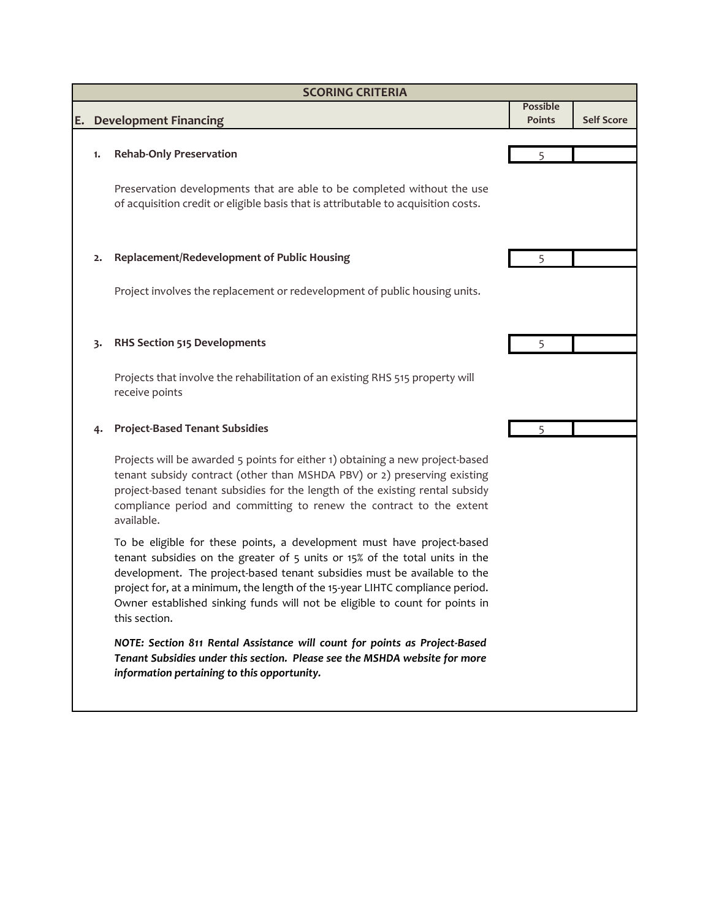| SCORING CRITERIA | | |
|---|---|---|
| **E. Development Financing** | **Possible Points** | **Self Score** |

**1. Rehab-Only Preservation** — Possible Points: 5 | Self Score:

Preservation developments that are able to be completed without the use of acquisition credit or eligible basis that is attributable to acquisition costs.

**2. Replacement/Redevelopment of Public Housing** — Possible Points: 5 | Self Score:

Project involves the replacement or redevelopment of public housing units.

**3. RHS Section 515 Developments** — Possible Points: 5 | Self Score:

Projects that involve the rehabilitation of an existing RHS 515 property will receive points

**4. Project-Based Tenant Subsidies** — Possible Points: 5 | Self Score:

Projects will be awarded 5 points for either 1) obtaining a new project-based tenant subsidy contract (other than MSHDA PBV) or 2) preserving existing project-based tenant subsidies for the length of the existing rental subsidy compliance period and committing to renew the contract to the extent available.

To be eligible for these points, a development must have project-based tenant subsidies on the greater of 5 units or 15% of the total units in the development. The project-based tenant subsidies must be available to the project for, at a minimum, the length of the 15-year LIHTC compliance period. Owner established sinking funds will not be eligible to count for points in this section.

***NOTE: Section 811 Rental Assistance will count for points as Project-Based Tenant Subsidies under this section. Please see the MSHDA website for more information pertaining to this opportunity.***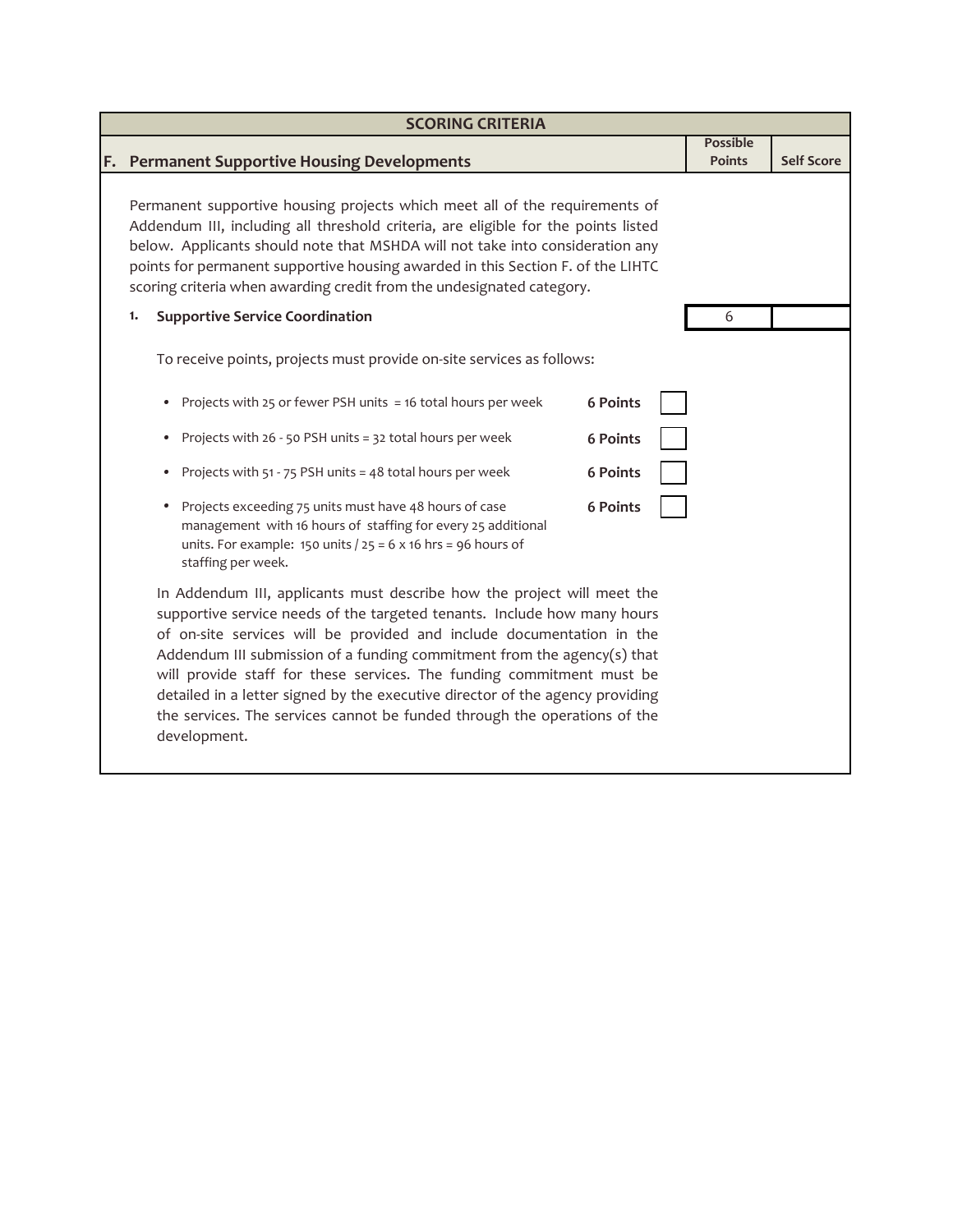| SCORING CRITERIA | | |
|---|---|---|
| **F. Permanent Supportive Housing Developments** | **Possible Points** | **Self Score** |

Permanent supportive housing projects which meet all of the requirements of Addendum III, including all threshold criteria, are eligible for the points listed below. Applicants should note that MSHDA will not take into consideration any points for permanent supportive housing awarded in this Section F. of the LIHTC scoring criteria when awarding credit from the undesignated category.

| | Possible Points | Self Score |
|---|---|---|
| **1. Supportive Service Coordination** | 6 | |

To receive points, projects must provide on-site services as follows:

- Projects with 25 or fewer PSH units = 16 total hours per week — **6 Points** ☐
- Projects with 26 - 50 PSH units = 32 total hours per week — **6 Points** ☐
- Projects with 51 - 75 PSH units = 48 total hours per week — **6 Points** ☐
- Projects exceeding 75 units must have 48 hours of case management with 16 hours of staffing for every 25 additional units. For example: 150 units / 25 = 6 x 16 hrs = 96 hours of staffing per week. — **6 Points** ☐

In Addendum III, applicants must describe how the project will meet the supportive service needs of the targeted tenants. Include how many hours of on-site services will be provided and include documentation in the Addendum III submission of a funding commitment from the agency(s) that will provide staff for these services. The funding commitment must be detailed in a letter signed by the executive director of the agency providing the services. The services cannot be funded through the operations of the development.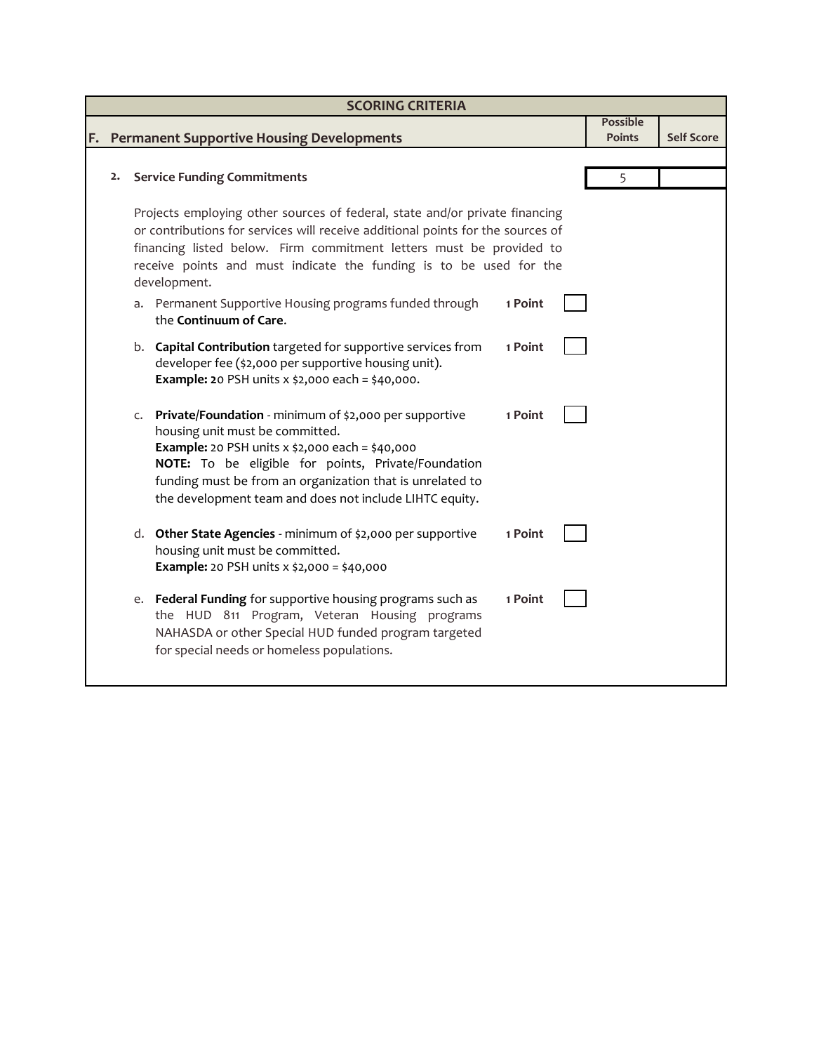| SCORING CRITERIA | | |
|---|---|---|
| **F. Permanent Supportive Housing Developments** | **Possible Points** | **Self Score** |
| **2. Service Funding Commitments** | 5 | |

Projects employing other sources of federal, state and/or private financing or contributions for services will receive additional points for the sources of financing listed below. Firm commitment letters must be provided to receive points and must indicate the funding is to be used for the development.

a. Permanent Supportive Housing programs funded through the **Continuum of Care**. — **1 Point** ☐

b. **Capital Contribution** targeted for supportive services from developer fee ($2,000 per supportive housing unit).
**Example: 2**0 PSH units x $2,000 each = $40,000. — **1 Point** ☐

c. **Private/Foundation** - minimum of $2,000 per supportive housing unit must be committed.
**Example:** 20 PSH units x $2,000 each = $40,000
**NOTE:** To be eligible for points, Private/Foundation funding must be from an organization that is unrelated to the development team and does not include LIHTC equity. — **1 Point** ☐

d. **Other State Agencies** - minimum of $2,000 per supportive housing unit must be committed.
**Example:** 20 PSH units x $2,000 = $40,000 — **1 Point** ☐

e. **Federal Funding** for supportive housing programs such as the HUD 811 Program, Veteran Housing programs NAHASDA or other Special HUD funded program targeted for special needs or homeless populations. — **1 Point** ☐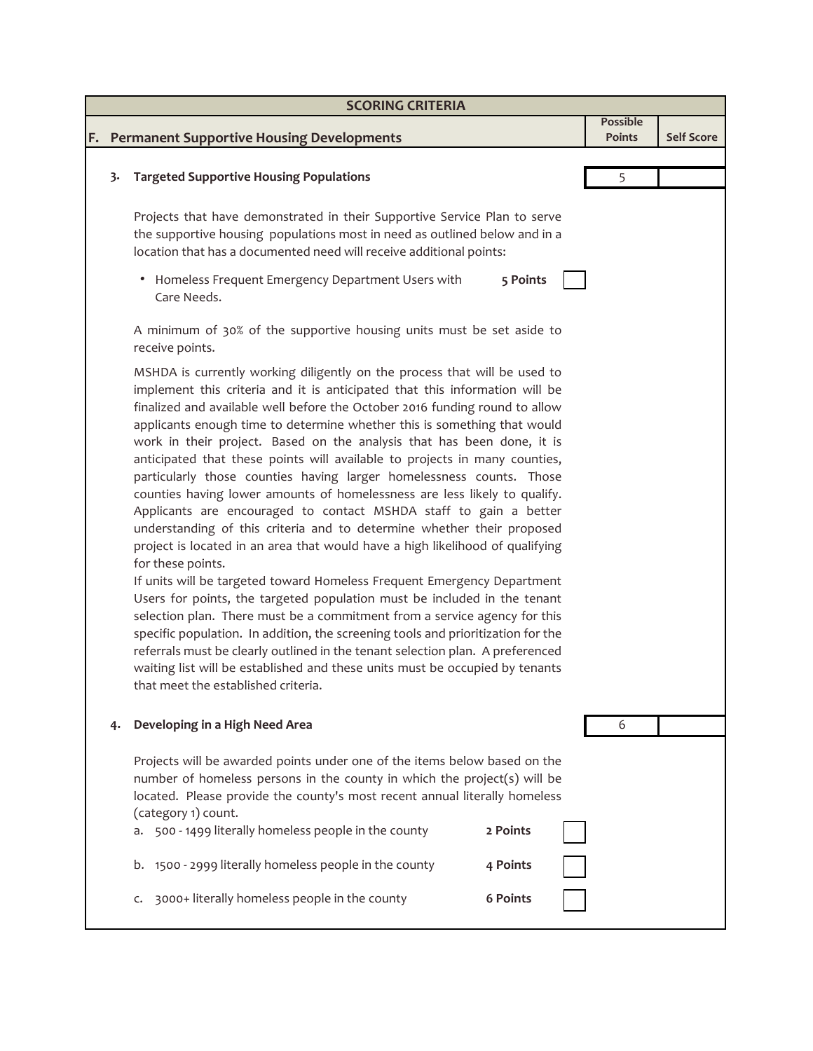| SCORING CRITERIA | | |
|---|---|---|
| **F. Permanent Supportive Housing Developments** | **Possible Points** | **Self Score** |

**3. Targeted Supportive Housing Populations** — Possible Points: 5 | Self Score:

Projects that have demonstrated in their Supportive Service Plan to serve the supportive housing populations most in need as outlined below and in a location that has a documented need will receive additional points:

- Homeless Frequent Emergency Department Users with Care Needs. — **5 Points** ☐

A minimum of 30% of the supportive housing units must be set aside to receive points.

MSHDA is currently working diligently on the process that will be used to implement this criteria and it is anticipated that this information will be finalized and available well before the October 2016 funding round to allow applicants enough time to determine whether this is something that would work in their project. Based on the analysis that has been done, it is anticipated that these points will available to projects in many counties, particularly those counties having larger homelessness counts. Those counties having lower amounts of homelessness are less likely to qualify. Applicants are encouraged to contact MSHDA staff to gain a better understanding of this criteria and to determine whether their proposed project is located in an area that would have a high likelihood of qualifying for these points.

If units will be targeted toward Homeless Frequent Emergency Department Users for points, the targeted population must be included in the tenant selection plan. There must be a commitment from a service agency for this specific population. In addition, the screening tools and prioritization for the referrals must be clearly outlined in the tenant selection plan. A preferenced waiting list will be established and these units must be occupied by tenants that meet the established criteria.

**4. Developing in a High Need Area** — Possible Points: 6 | Self Score:

Projects will be awarded points under one of the items below based on the number of homeless persons in the county in which the project(s) will be located. Please provide the county's most recent annual literally homeless (category 1) count.

a. 500 - 1499 literally homeless people in the county — **2 Points** ☐

b. 1500 - 2999 literally homeless people in the county — **4 Points** ☐

c. 3000+ literally homeless people in the county — **6 Points** ☐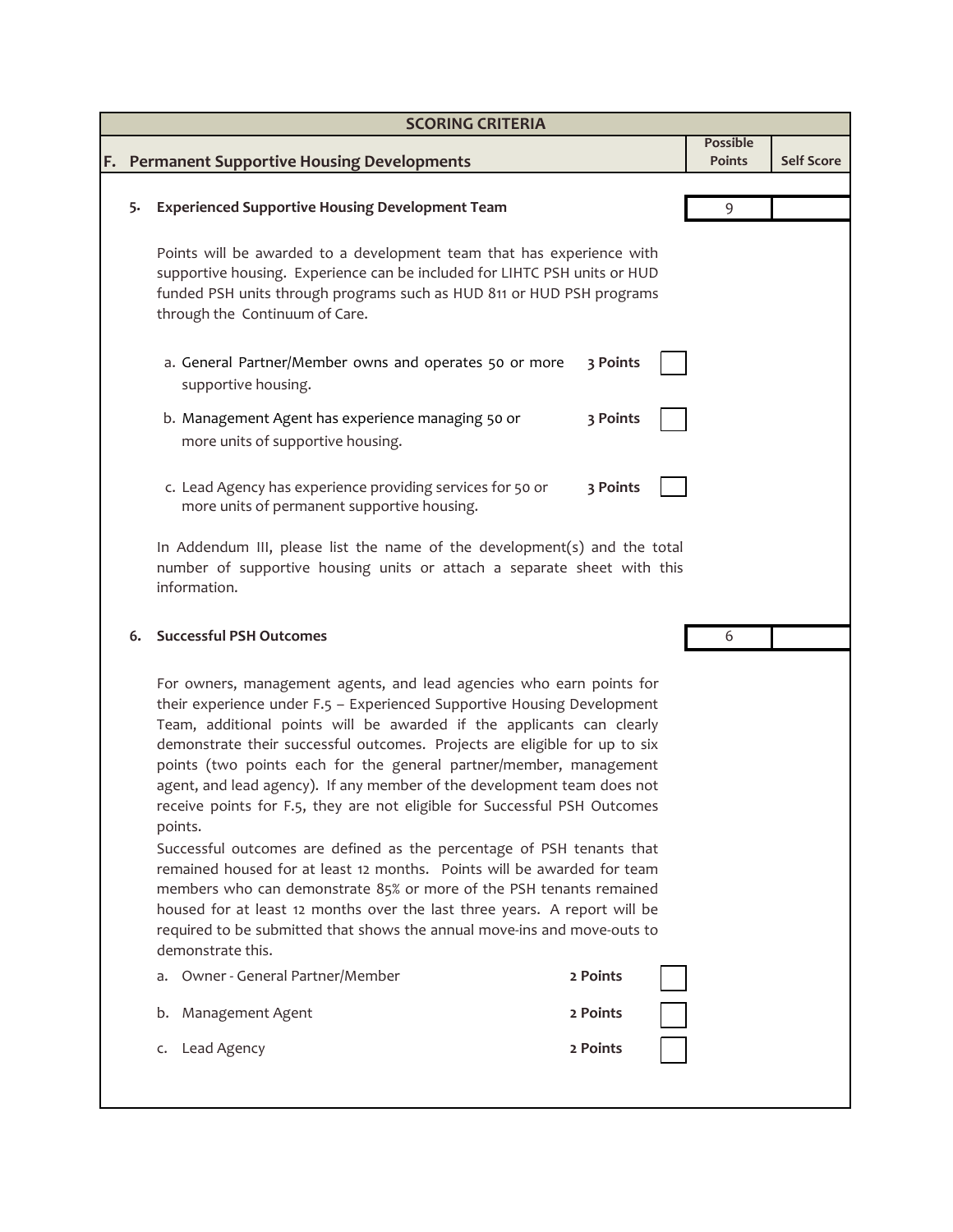## SCORING CRITERIA

| F. Permanent Supportive Housing Developments | Possible Points | Self Score |
|---|---|---|

**5. Experienced Supportive Housing Development Team**

| | Possible Points | Self Score |
|---|---|---|
| 5. Experienced Supportive Housing Development Team | 9 | |

Points will be awarded to a development team that has experience with supportive housing. Experience can be included for LIHTC PSH units or HUD funded PSH units through programs such as HUD 811 or HUD PSH programs through the Continuum of Care.

a. General Partner/Member owns and operates 50 or more supportive housing. — **3 Points** ☐

b. Management Agent has experience managing 50 or more units of supportive housing. — **3 Points** ☐

c. Lead Agency has experience providing services for 50 or more units of permanent supportive housing. — **3 Points** ☐

In Addendum III, please list the name of the development(s) and the total number of supportive housing units or attach a separate sheet with this information.

**6. Successful PSH Outcomes**

| | Possible Points | Self Score |
|---|---|---|
| 6. Successful PSH Outcomes | 6 | |

For owners, management agents, and lead agencies who earn points for their experience under F.5 – Experienced Supportive Housing Development Team, additional points will be awarded if the applicants can clearly demonstrate their successful outcomes. Projects are eligible for up to six points (two points each for the general partner/member, management agent, and lead agency). If any member of the development team does not receive points for F.5, they are not eligible for Successful PSH Outcomes points.

Successful outcomes are defined as the percentage of PSH tenants that remained housed for at least 12 months. Points will be awarded for team members who can demonstrate 85% or more of the PSH tenants remained housed for at least 12 months over the last three years. A report will be required to be submitted that shows the annual move-ins and move-outs to demonstrate this.

a. Owner - General Partner/Member — **2 Points** ☐

b. Management Agent — **2 Points** ☐

c. Lead Agency — **2 Points** ☐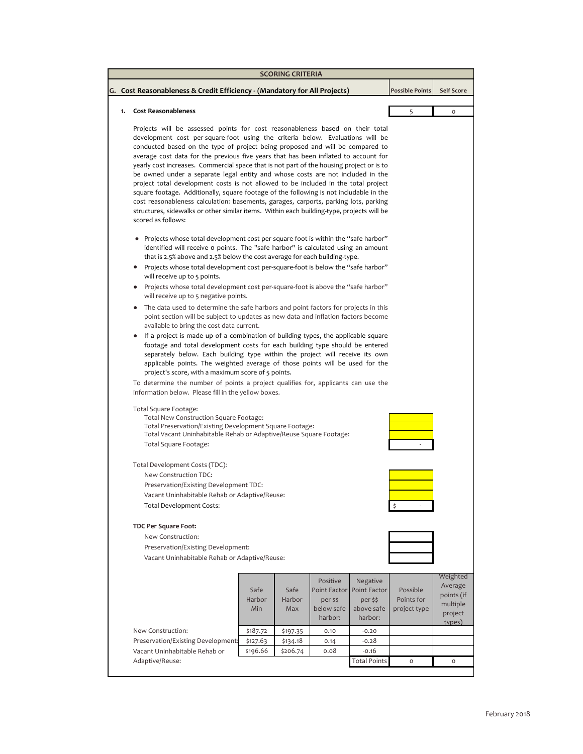## SCORING CRITERIA

### G. Cost Reasonableness & Credit Efficiency - (Mandatory for All Projects)

| | Possible Points | Self Score |
|---|---|---|
| **1. Cost Reasonableness** | 5 | 0 |

Projects will be assessed points for cost reasonableness based on their total development cost per-square-foot using the criteria below. Evaluations will be conducted based on the type of project being proposed and will be compared to average cost data for the previous five years that has been inflated to account for yearly cost increases. Commercial space that is not part of the housing project or is to be owned under a separate legal entity and whose costs are not included in the project total development costs is not allowed to be included in the total project square footage. Additionally, square footage of the following is not includable in the cost reasonableness calculation: basements, garages, carports, parking lots, parking structures, sidewalks or other similar items. Within each building-type, projects will be scored as follows:

- Projects whose total development cost per-square-foot is within the "safe harbor" identified will receive 0 points. The "safe harbor" is calculated using an amount that is 2.5% above and 2.5% below the cost average for each building-type.
- Projects whose total development cost per-square-foot is below the "safe harbor" will receive up to 5 points.
- Projects whose total development cost per-square-foot is above the "safe harbor" will receive up to 5 negative points.
- The data used to determine the safe harbors and point factors for projects in this point section will be subject to updates as new data and inflation factors become available to bring the cost data current.
- If a project is made up of a combination of building types, the applicable square footage and total development costs for each building type should be entered separately below. Each building type within the project will receive its own applicable points. The weighted average of those points will be used for the project's score, with a maximum score of 5 points.

To determine the number of points a project qualifies for, applicants can use the information below. Please fill in the yellow boxes.

Total Square Footage:

| | |
|---|---|
| Total New Construction Square Footage: | |
| Total Preservation/Existing Development Square Footage: | |
| Total Vacant Uninhabitable Rehab or Adaptive/Reuse Square Footage: | |
| Total Square Footage: | - |

Total Development Costs (TDC):

| | |
|---|---|
| New Construction TDC: | |
| Preservation/Existing Development TDC: | |
| Vacant Uninhabitable Rehab or Adaptive/Reuse: | |
| Total Development Costs: | $ - |

**TDC Per Square Foot:**

| | |
|---|---|
| New Construction: | |
| Preservation/Existing Development: | |
| Vacant Uninhabitable Rehab or Adaptive/Reuse: | |

| | Safe Harbor Min | Safe Harbor Max | Positive Point Factor per $$ below safe harbor: | Negative Point Factor per $$ above safe harbor: | Possible Points for project type | Weighted Average points (if multiple project types) |
|---|---|---|---|---|---|---|
| New Construction: | $187.72 | $197.35 | 0.10 | -0.20 | | |
| Preservation/Existing Development: | $127.63 | $134.18 | 0.14 | -0.28 | | |
| Vacant Uninhabitable Rehab or Adaptive/Reuse: | $196.66 | $206.74 | 0.08 | -0.16 | | |
| | | | | Total Points | 0 | 0 |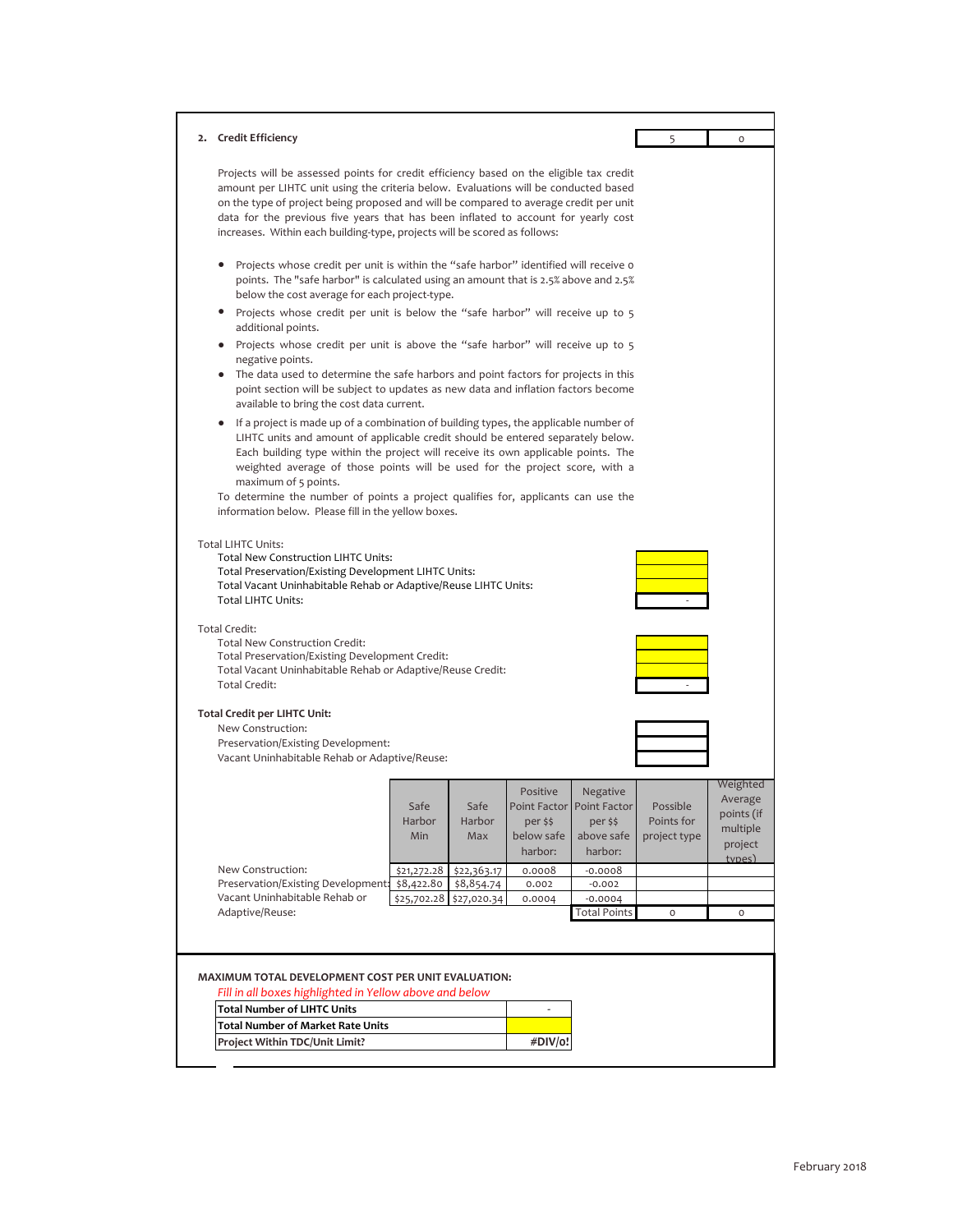## 2. Credit Efficiency

| | |
|---|---|
| 5 | 0 |

Projects will be assessed points for credit efficiency based on the eligible tax credit amount per LIHTC unit using the criteria below. Evaluations will be conducted based on the type of project being proposed and will be compared to average credit per unit data for the previous five years that has been inflated to account for yearly cost increases. Within each building-type, projects will be scored as follows:

- Projects whose credit per unit is within the "safe harbor" identified will receive 0 points. The "safe harbor" is calculated using an amount that is 2.5% above and 2.5% below the cost average for each project-type.
- Projects whose credit per unit is below the "safe harbor" will receive up to 5 additional points.
- Projects whose credit per unit is above the "safe harbor" will receive up to 5 negative points.
- The data used to determine the safe harbors and point factors for projects in this point section will be subject to updates as new data and inflation factors become available to bring the cost data current.
- If a project is made up of a combination of building types, the applicable number of LIHTC units and amount of applicable credit should be entered separately below. Each building type within the project will receive its own applicable points. The weighted average of those points will be used for the project score, with a maximum of 5 points.

To determine the number of points a project qualifies for, applicants can use the information below. Please fill in the yellow boxes.

Total LIHTC Units:

| | |
|---|---|
| Total New Construction LIHTC Units: | |
| Total Preservation/Existing Development LIHTC Units: | |
| Total Vacant Uninhabitable Rehab or Adaptive/Reuse LIHTC Units: | |
| Total LIHTC Units: | - |

Total Credit:

| | |
|---|---|
| Total New Construction Credit: | |
| Total Preservation/Existing Development Credit: | |
| Total Vacant Uninhabitable Rehab or Adaptive/Reuse Credit: | |
| Total Credit: | - |

**Total Credit per LIHTC Unit:**

| | |
|---|---|
| New Construction: | |
| Preservation/Existing Development: | |
| Vacant Uninhabitable Rehab or Adaptive/Reuse: | |

| | Safe Harbor Min | Safe Harbor Max | Positive Point Factor per $$ below safe harbor: | Negative Point Factor per $$ above safe harbor: | Possible Points for project type | Weighted Average points (if multiple project types) |
|---|---|---|---|---|---|---|
| New Construction: | $21,272.28 | $22,363.17 | 0.0008 | -0.0008 | | |
| Preservation/Existing Development: | $8,422.80 | $8,854.74 | 0.002 | -0.002 | | |
| Vacant Uninhabitable Rehab or Adaptive/Reuse: | $25,702.28 | $27,020.34 | 0.0004 | -0.0004 | | |
| | | | | Total Points | 0 | 0 |

**MAXIMUM TOTAL DEVELOPMENT COST PER UNIT EVALUATION:**

*Fill in all boxes highlighted in Yellow above and below*

| | |
|---|---|
| **Total Number of LIHTC Units** | - |
| **Total Number of Market Rate Units** | |
| **Project Within TDC/Unit Limit?** | **#DIV/0!** |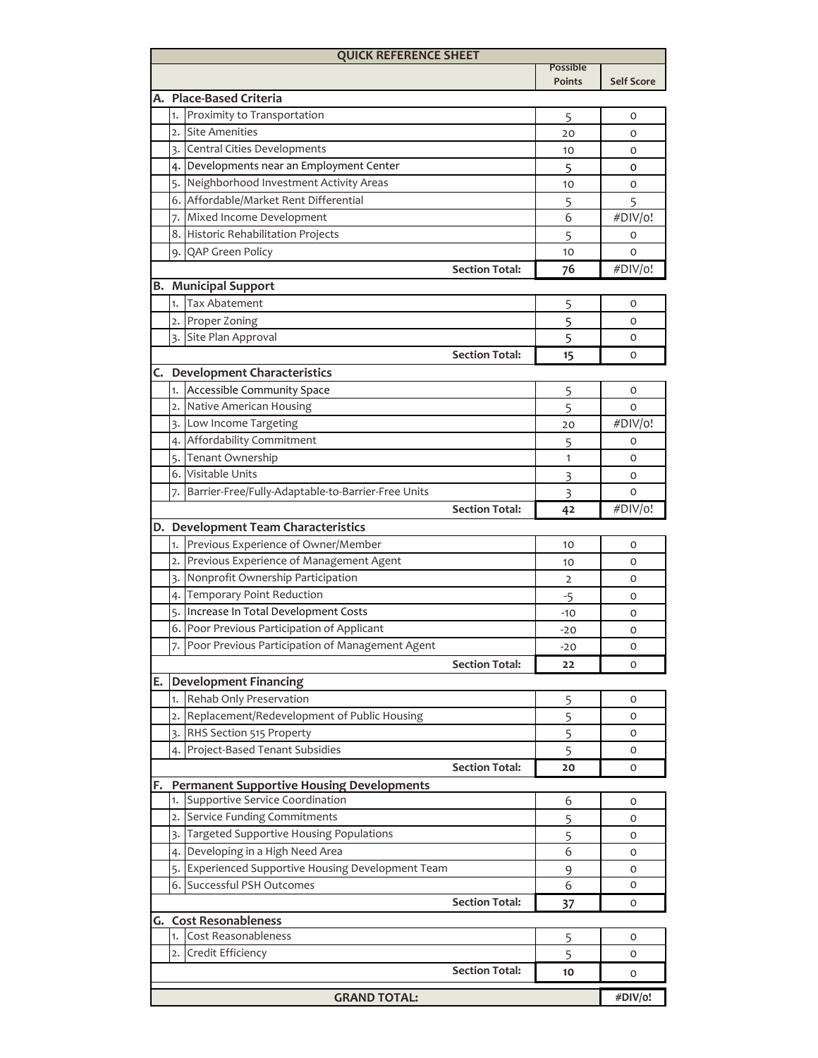| QUICK REFERENCE SHEET | | Possible Points | Self Score |
|---|---|---|---|
| **A.** | **Place-Based Criteria** | | |
| 1. | Proximity to Transportation | 5 | 0 |
| 2. | Site Amenities | 20 | 0 |
| 3. | Central Cities Developments | 10 | 0 |
| 4. | Developments near an Employment Center | 5 | 0 |
| 5. | Neighborhood Investment Activity Areas | 10 | 0 |
| 6. | Affordable/Market Rent Differential | 5 | 5 |
| 7. | Mixed Income Development | 6 | #DIV/0! |
| 8. | Historic Rehabilitation Projects | 5 | 0 |
| 9. | QAP Green Policy | 10 | 0 |
| | **Section Total:** | **76** | #DIV/0! |
| **B.** | **Municipal Support** | | |
| 1. | Tax Abatement | 5 | 0 |
| 2. | Proper Zoning | 5 | 0 |
| 3. | Site Plan Approval | 5 | 0 |
| | **Section Total:** | **15** | 0 |
| **C.** | **Development Characteristics** | | |
| 1. | Accessible Community Space | 5 | 0 |
| 2. | Native American Housing | 5 | 0 |
| 3. | Low Income Targeting | 20 | #DIV/0! |
| 4. | Affordability Commitment | 5 | 0 |
| 5. | Tenant Ownership | 1 | 0 |
| 6. | Visitable Units | 3 | 0 |
| 7. | Barrier-Free/Fully-Adaptable-to-Barrier-Free Units | 3 | 0 |
| | **Section Total:** | **42** | #DIV/0! |
| **D.** | **Development Team Characteristics** | | |
| 1. | Previous Experience of Owner/Member | 10 | 0 |
| 2. | Previous Experience of Management Agent | 10 | 0 |
| 3. | Nonprofit Ownership Participation | 2 | 0 |
| 4. | Temporary Point Reduction | -5 | 0 |
| 5. | Increase In Total Development Costs | -10 | 0 |
| 6. | Poor Previous Participation of Applicant | -20 | 0 |
| 7. | Poor Previous Participation of Management Agent | -20 | 0 |
| | **Section Total:** | **22** | 0 |
| **E.** | **Development Financing** | | |
| 1. | Rehab Only Preservation | 5 | 0 |
| 2. | Replacement/Redevelopment of Public Housing | 5 | 0 |
| 3. | RHS Section 515 Property | 5 | 0 |
| 4. | Project-Based Tenant Subsidies | 5 | 0 |
| | **Section Total:** | **20** | 0 |
| **F.** | **Permanent Supportive Housing Developments** | | |
| 1. | Supportive Service Coordination | 6 | 0 |
| 2. | Service Funding Commitments | 5 | 0 |
| 3. | Targeted Supportive Housing Populations | 5 | 0 |
| 4. | Developing in a High Need Area | 6 | 0 |
| 5. | Experienced Supportive Housing Development Team | 9 | 0 |
| 6. | Successful PSH Outcomes | 6 | 0 |
| | **Section Total:** | **37** | 0 |
| **G.** | **Cost Resonableness** | | |
| 1. | Cost Reasonableness | 5 | 0 |
| 2. | Credit Efficiency | 5 | 0 |
| | **Section Total:** | **10** | 0 |
| | **GRAND TOTAL:** | | **#DIV/0!** |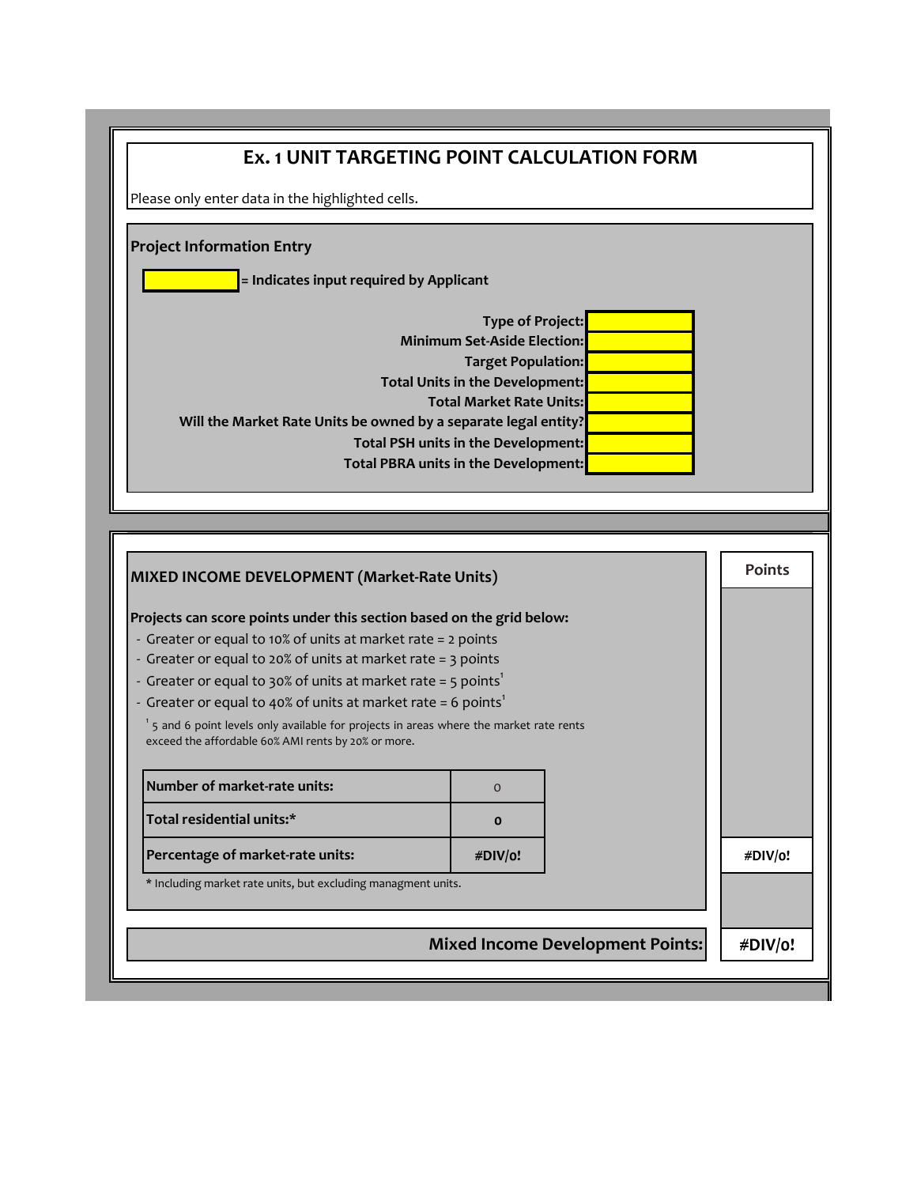# Ex. 1 UNIT TARGETING POINT CALCULATION FORM

Please only enter data in the highlighted cells.

## Project Information Entry

= Indicates input required by Applicant

| | |
|---|---|
| **Type of Project:** | |
| **Minimum Set-Aside Election:** | |
| **Target Population:** | |
| **Total Units in the Development:** | |
| **Total Market Rate Units:** | |
| **Will the Market Rate Units be owned by a separate legal entity?** | |
| **Total PSH units in the Development:** | |
| **Total PBRA units in the Development:** | |

## MIXED INCOME DEVELOPMENT (Market-Rate Units)

**Points**

**Projects can score points under this section based on the grid below:**

- Greater or equal to 10% of units at market rate = 2 points
- Greater or equal to 20% of units at market rate = 3 points
- Greater or equal to 30% of units at market rate = 5 points[1]
- Greater or equal to 40% of units at market rate = 6 points[1]

[1] 5 and 6 point levels only available for projects in areas where the market rate rents exceed the affordable 60% AMI rents by 20% or more.

| | | Points |
|---|---|---|
| **Number of market-rate units:** | 0 | |
| **Total residential units:*** | **0** | |
| **Percentage of market-rate units:** | **#DIV/0!** | **#DIV/0!** |

* Including market rate units, but excluding managment units.

| | |
|---|---|
| **Mixed Income Development Points:** | **#DIV/0!** |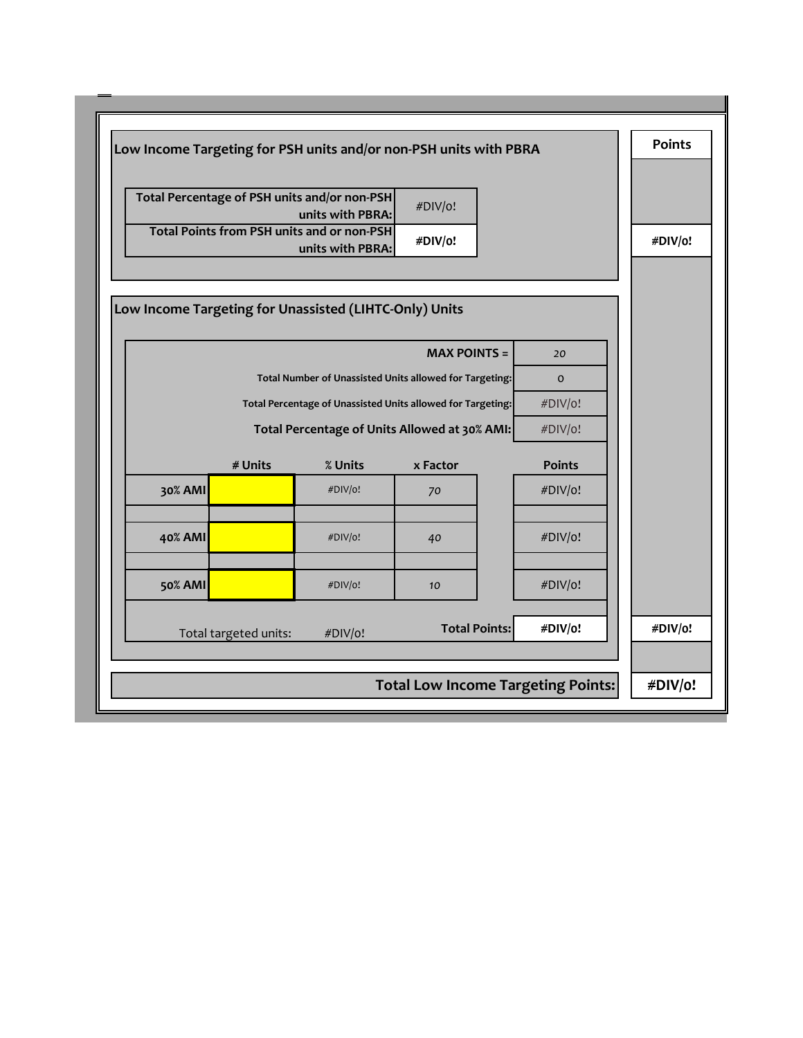| Low Income Targeting for PSH units and/or non-PSH units with PBRA | | Points |
|---|---|---|
| Total Percentage of PSH units and/or non-PSH units with PBRA: | #DIV/0! | |
| **Total Points from PSH units and or non-PSH units with PBRA:** | **#DIV/0!** | **#DIV/0!** |

## Low Income Targeting for Unassisted (LIHTC-Only) Units

| | | | | |
|---|---|---|---|---|
| | | | **MAX POINTS =** | *20* |
| | | | Total Number of Unassisted Units allowed for Targeting: | 0 |
| | | | Total Percentage of Unassisted Units allowed for Targeting: | #DIV/0! |
| | | | **Total Percentage of Units Allowed at 30% AMI:** | #DIV/0! |

| | # Units | % Units | x Factor | Points |
|---|---|---|---|---|
| **30% AMI** | | #DIV/0! | *70* | #DIV/0! |
| **40% AMI** | | #DIV/0! | *40* | #DIV/0! |
| **50% AMI** | | #DIV/0! | *10* | #DIV/0! |
| Total targeted units: | #DIV/0! | | **Total Points:** | **#DIV/0!** |

Points: **#DIV/0!**

**Total Low Income Targeting Points:** **#DIV/0!**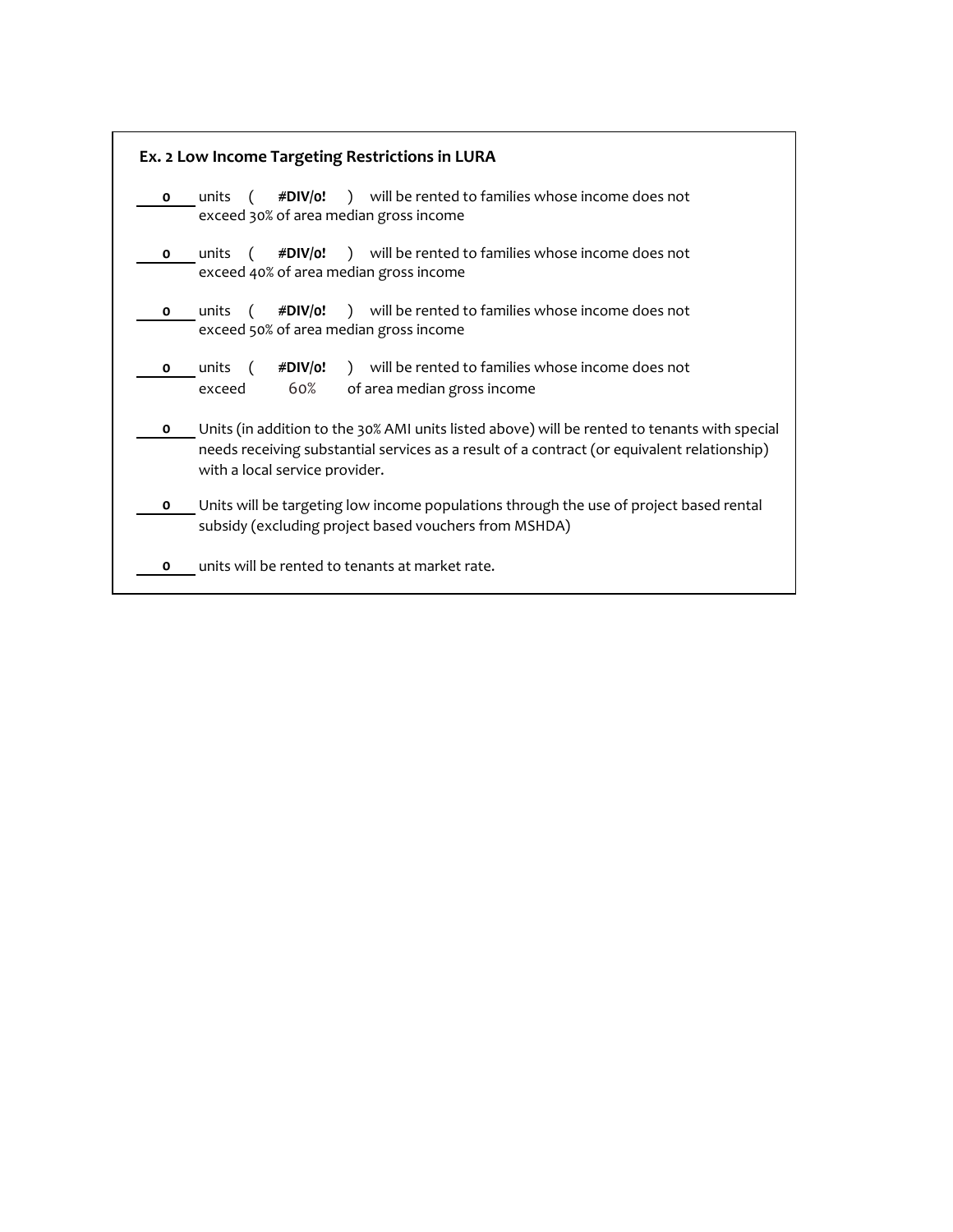**Ex. 2 Low Income Targeting Restrictions in LURA**

**0** units ( **#DIV/0!** ) will be rented to families whose income does not exceed 30% of area median gross income

**0** units ( **#DIV/0!** ) will be rented to families whose income does not exceed 40% of area median gross income

**0** units ( **#DIV/0!** ) will be rented to families whose income does not exceed 50% of area median gross income

**0** units ( **#DIV/0!** ) will be rented to families whose income does not exceed 60% of area median gross income

**0** Units (in addition to the 30% AMI units listed above) will be rented to tenants with special needs receiving substantial services as a result of a contract (or equivalent relationship) with a local service provider.

**0** Units will be targeting low income populations through the use of project based rental subsidy (excluding project based vouchers from MSHDA)

**0** units will be rented to tenants at market rate.